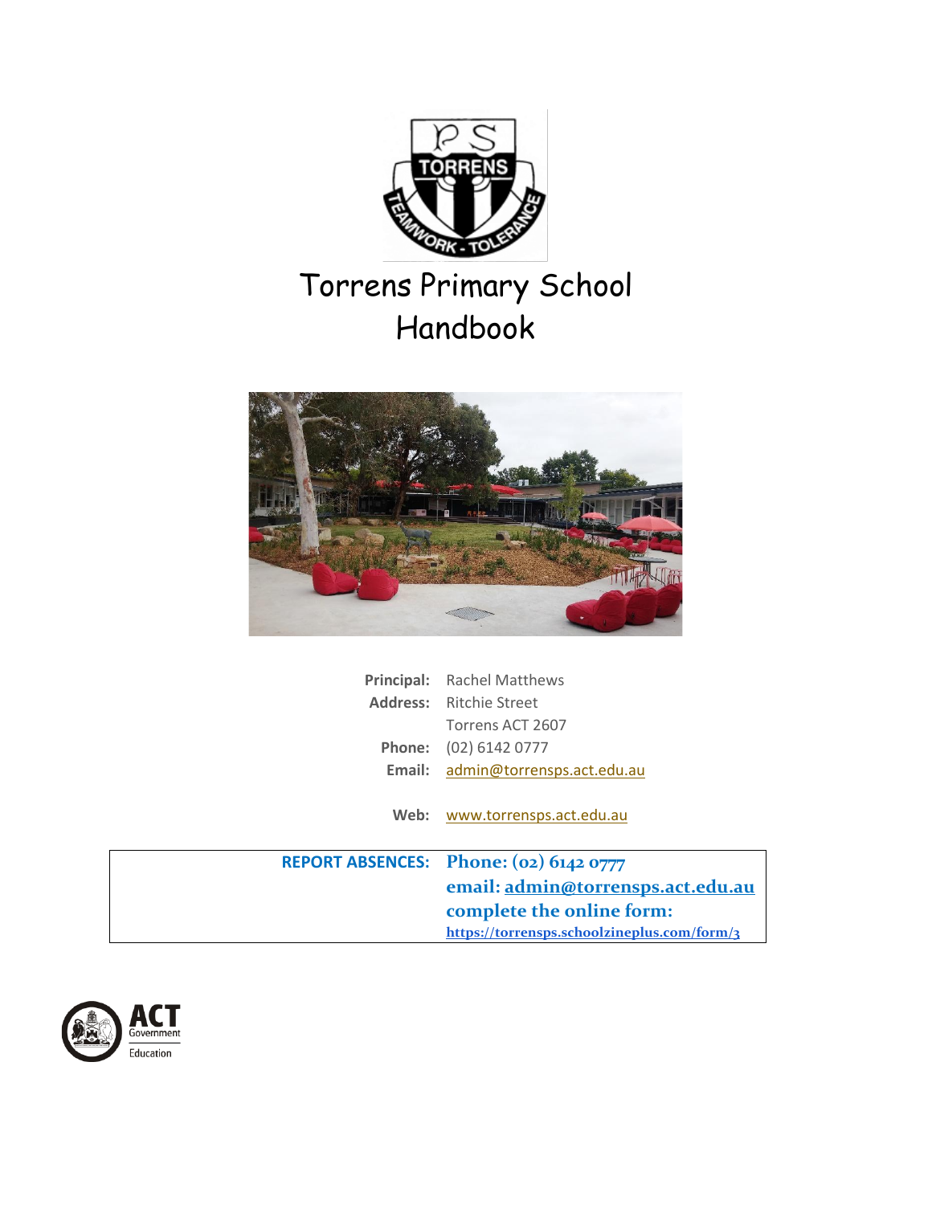# Torrens Primary School Handbook

**Principal:** Rachel Matthews
**Address:** Ritchie Street
Torrens ACT 2607
**Phone:** (02) 6142 0777
**Email:** admin@torrensps.act.edu.au

**Web:** www.torrensps.act.edu.au

| **REPORT ABSENCES:** | **Phone: (02) 6142 0777** |
|---|---|
| | **email: admin@torrensps.act.edu.au** |
| | **complete the online form:** |
| | **https://torrensps.schoolzineplus.com/form/3** |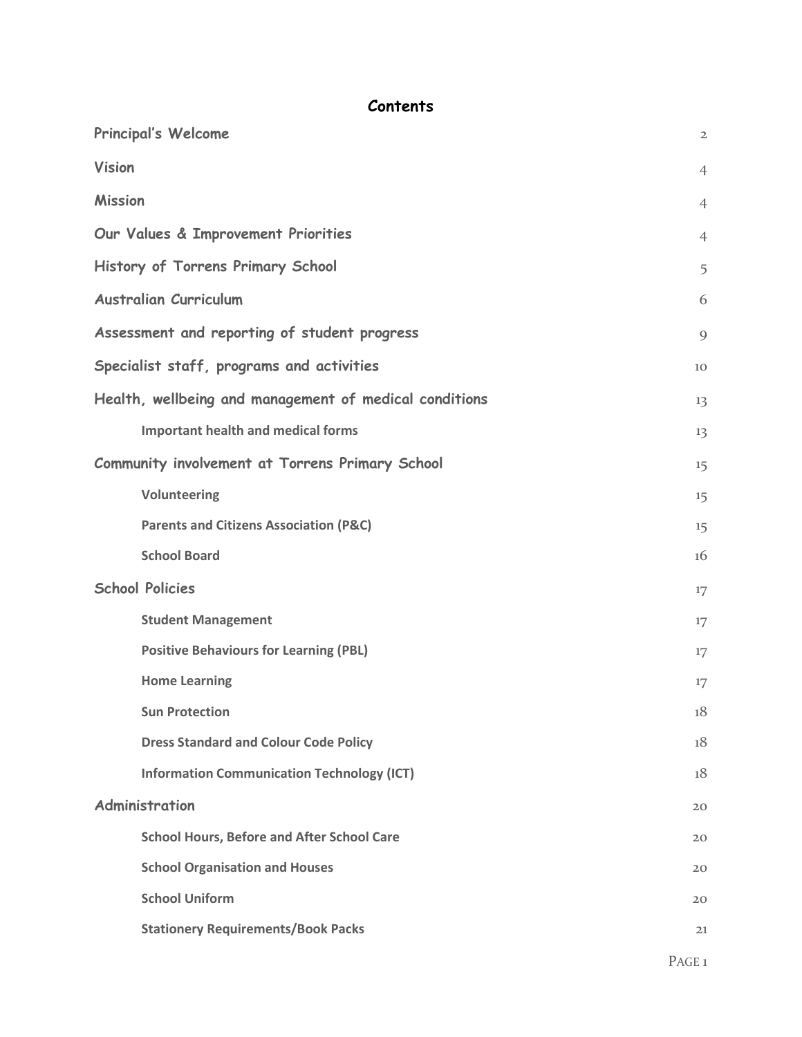# Contents

| | |
|---|---|
| **Principal's Welcome** | 2 |
| **Vision** | 4 |
| **Mission** | 4 |
| **Our Values & Improvement Priorities** | 4 |
| **History of Torrens Primary School** | 5 |
| **Australian Curriculum** | 6 |
| **Assessment and reporting of student progress** | 9 |
| **Specialist staff, programs and activities** | 10 |
| **Health, wellbeing and management of medical conditions** | 13 |
| &nbsp;&nbsp;&nbsp;&nbsp;Important health and medical forms | 13 |
| **Community involvement at Torrens Primary School** | 15 |
| &nbsp;&nbsp;&nbsp;&nbsp;Volunteering | 15 |
| &nbsp;&nbsp;&nbsp;&nbsp;Parents and Citizens Association (P&C) | 15 |
| &nbsp;&nbsp;&nbsp;&nbsp;School Board | 16 |
| **School Policies** | 17 |
| &nbsp;&nbsp;&nbsp;&nbsp;Student Management | 17 |
| &nbsp;&nbsp;&nbsp;&nbsp;Positive Behaviours for Learning (PBL) | 17 |
| &nbsp;&nbsp;&nbsp;&nbsp;Home Learning | 17 |
| &nbsp;&nbsp;&nbsp;&nbsp;Sun Protection | 18 |
| &nbsp;&nbsp;&nbsp;&nbsp;Dress Standard and Colour Code Policy | 18 |
| &nbsp;&nbsp;&nbsp;&nbsp;Information Communication Technology (ICT) | 18 |
| **Administration** | 20 |
| &nbsp;&nbsp;&nbsp;&nbsp;School Hours, Before and After School Care | 20 |
| &nbsp;&nbsp;&nbsp;&nbsp;School Organisation and Houses | 20 |
| &nbsp;&nbsp;&nbsp;&nbsp;School Uniform | 20 |
| &nbsp;&nbsp;&nbsp;&nbsp;Stationery Requirements/Book Packs | 21 |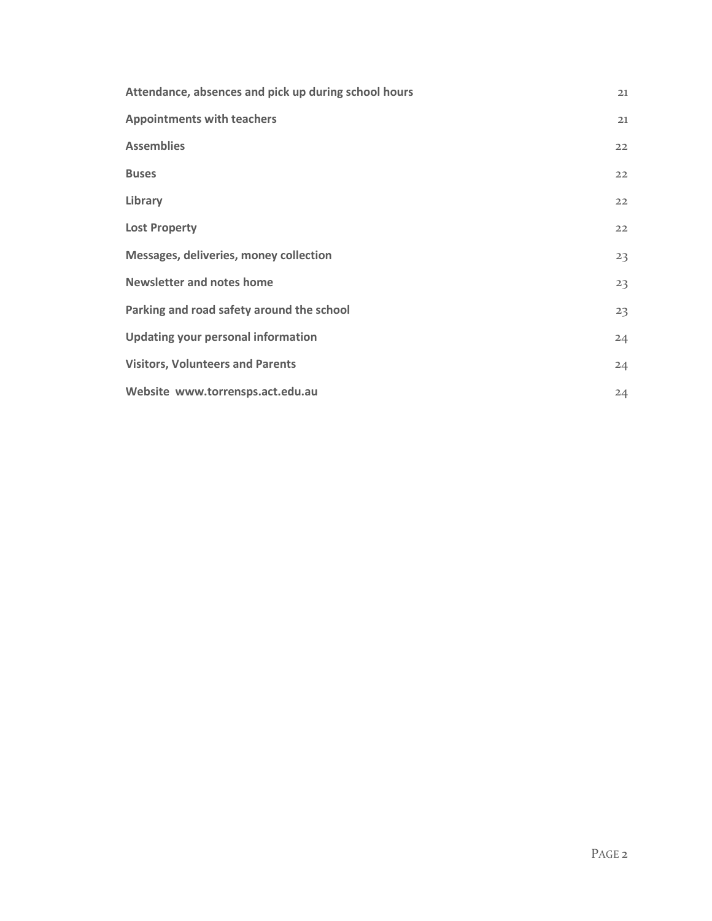| | |
|---|---|
| **Attendance, absences and pick up during school hours** | 21 |
| **Appointments with teachers** | 21 |
| **Assemblies** | 22 |
| **Buses** | 22 |
| **Library** | 22 |
| **Lost Property** | 22 |
| **Messages, deliveries, money collection** | 23 |
| **Newsletter and notes home** | 23 |
| **Parking and road safety around the school** | 23 |
| **Updating your personal information** | 24 |
| **Visitors, Volunteers and Parents** | 24 |
| **Website www.torrensps.act.edu.au** | 24 |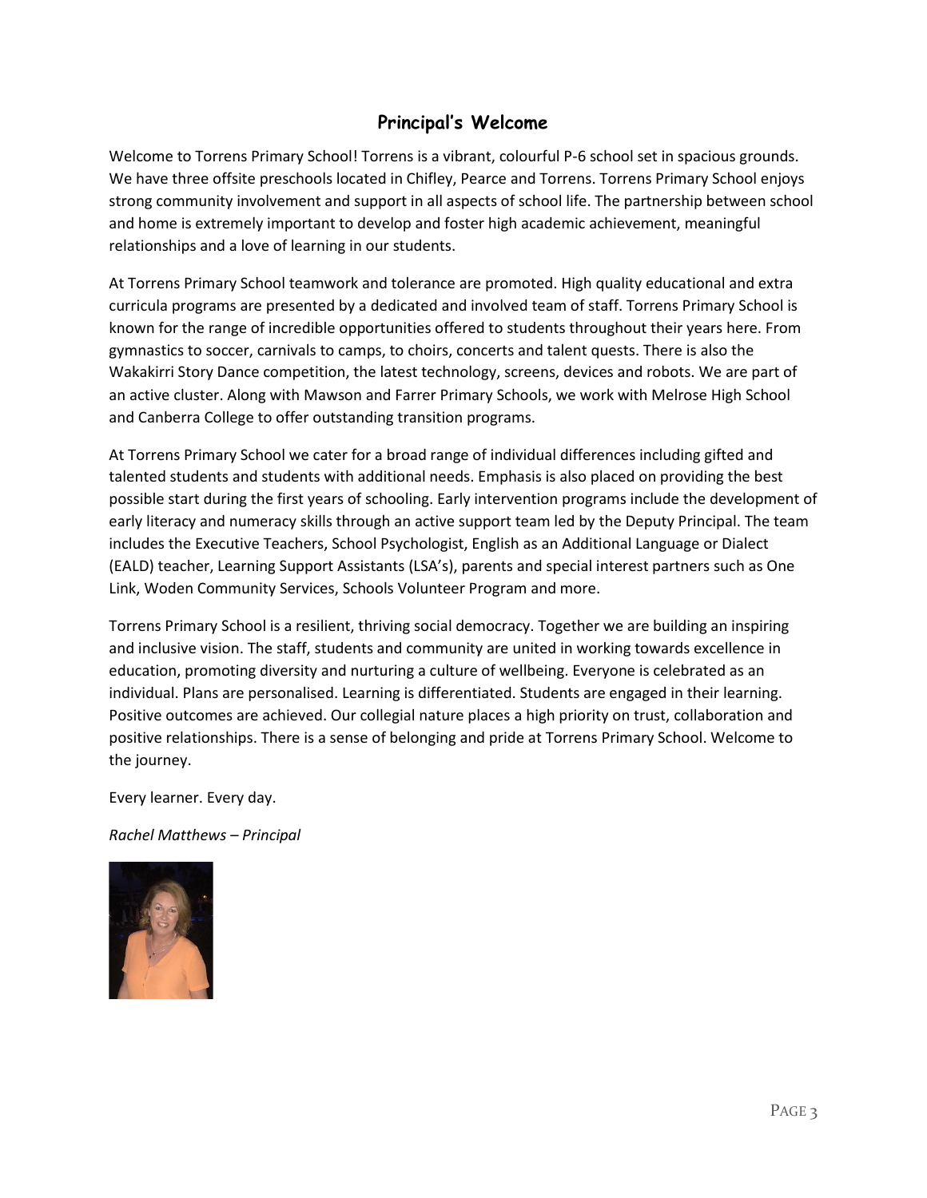## Principal's Welcome

Welcome to Torrens Primary School! Torrens is a vibrant, colourful P-6 school set in spacious grounds. We have three offsite preschools located in Chifley, Pearce and Torrens. Torrens Primary School enjoys strong community involvement and support in all aspects of school life. The partnership between school and home is extremely important to develop and foster high academic achievement, meaningful relationships and a love of learning in our students.

At Torrens Primary School teamwork and tolerance are promoted. High quality educational and extra curricula programs are presented by a dedicated and involved team of staff. Torrens Primary School is known for the range of incredible opportunities offered to students throughout their years here. From gymnastics to soccer, carnivals to camps, to choirs, concerts and talent quests. There is also the Wakakirri Story Dance competition, the latest technology, screens, devices and robots. We are part of an active cluster. Along with Mawson and Farrer Primary Schools, we work with Melrose High School and Canberra College to offer outstanding transition programs.

At Torrens Primary School we cater for a broad range of individual differences including gifted and talented students and students with additional needs. Emphasis is also placed on providing the best possible start during the first years of schooling. Early intervention programs include the development of early literacy and numeracy skills through an active support team led by the Deputy Principal. The team includes the Executive Teachers, School Psychologist, English as an Additional Language or Dialect (EALD) teacher, Learning Support Assistants (LSA's), parents and special interest partners such as One Link, Woden Community Services, Schools Volunteer Program and more.

Torrens Primary School is a resilient, thriving social democracy. Together we are building an inspiring and inclusive vision. The staff, students and community are united in working towards excellence in education, promoting diversity and nurturing a culture of wellbeing. Everyone is celebrated as an individual. Plans are personalised. Learning is differentiated. Students are engaged in their learning. Positive outcomes are achieved. Our collegial nature places a high priority on trust, collaboration and positive relationships. There is a sense of belonging and pride at Torrens Primary School. Welcome to the journey.

Every learner. Every day.

*Rachel Matthews – Principal*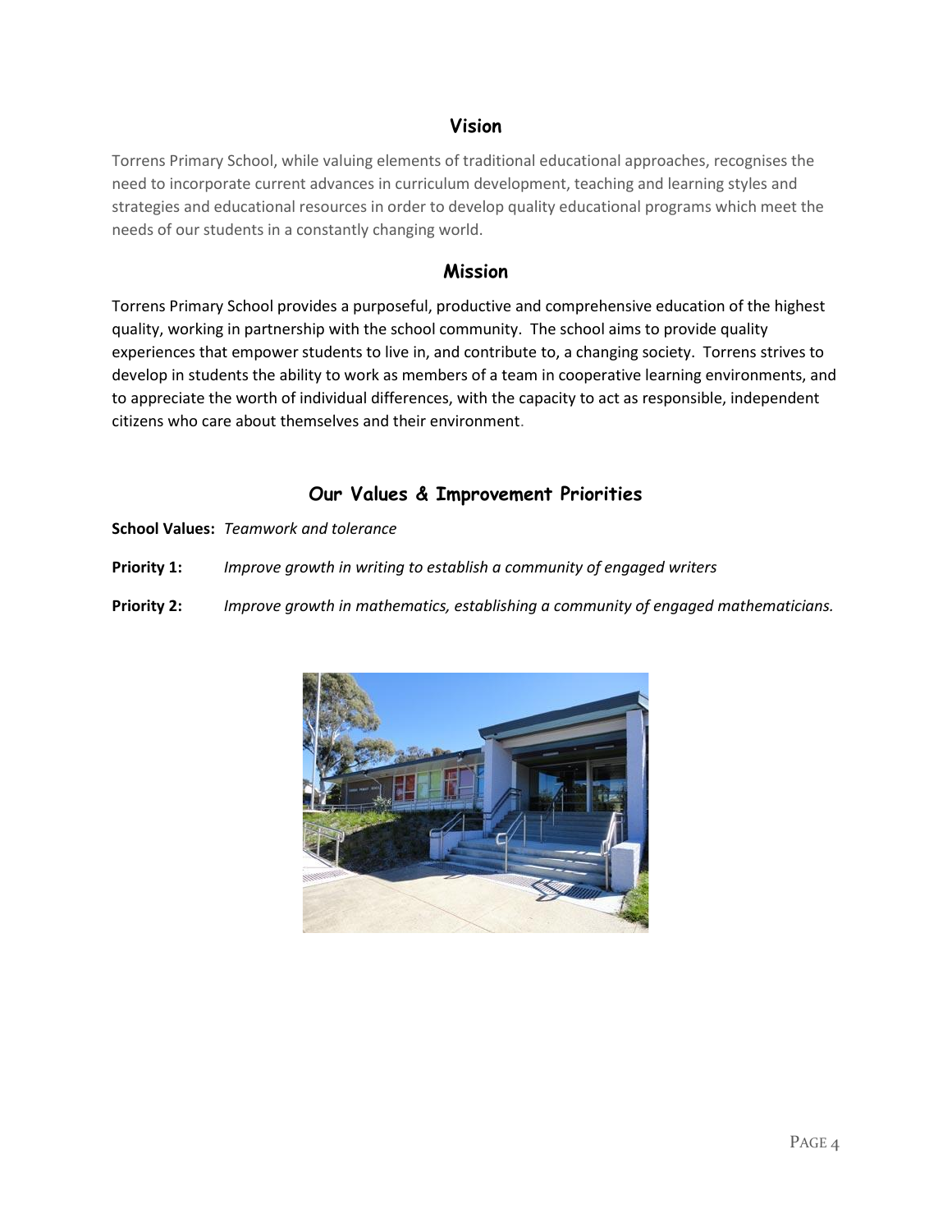## Vision

Torrens Primary School, while valuing elements of traditional educational approaches, recognises the need to incorporate current advances in curriculum development, teaching and learning styles and strategies and educational resources in order to develop quality educational programs which meet the needs of our students in a constantly changing world.

## Mission

Torrens Primary School provides a purposeful, productive and comprehensive education of the highest quality, working in partnership with the school community. The school aims to provide quality experiences that empower students to live in, and contribute to, a changing society. Torrens strives to develop in students the ability to work as members of a team in cooperative learning environments, and to appreciate the worth of individual differences, with the capacity to act as responsible, independent citizens who care about themselves and their environment.

## Our Values & Improvement Priorities

**School Values:** *Teamwork and tolerance*

**Priority 1:** *Improve growth in writing to establish a community of engaged writers*

**Priority 2:** *Improve growth in mathematics, establishing a community of engaged mathematicians.*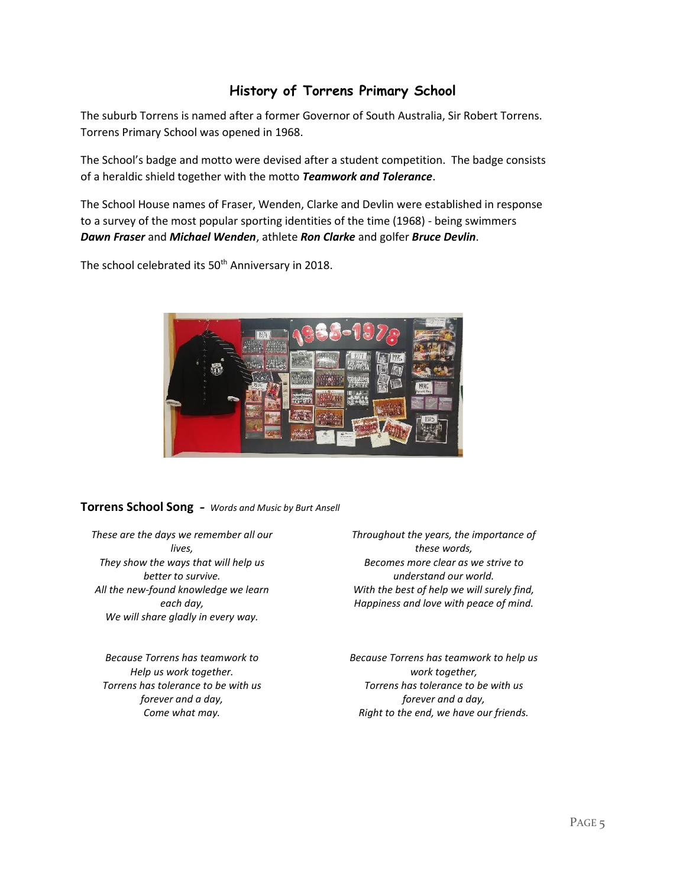## History of Torrens Primary School

The suburb Torrens is named after a former Governor of South Australia, Sir Robert Torrens. Torrens Primary School was opened in 1968.

The School's badge and motto were devised after a student competition. The badge consists of a heraldic shield together with the motto ***Teamwork and Tolerance***.

The School House names of Fraser, Wenden, Clarke and Devlin were established in response to a survey of the most popular sporting identities of the time (1968) - being swimmers ***Dawn Fraser*** and ***Michael Wenden***, athlete ***Ron Clarke*** and golfer ***Bruce Devlin***.

The school celebrated its 50th Anniversary in 2018.

### Torrens School Song - *Words and Music by Burt Ansell*

*These are the days we remember all our lives,*
*They show the ways that will help us better to survive.*
*All the new-found knowledge we learn each day,*
*We will share gladly in every way.*

*Because Torrens has teamwork to*
*Help us work together.*
*Torrens has tolerance to be with us forever and a day,*
*Come what may.*

*Throughout the years, the importance of these words,*
*Becomes more clear as we strive to understand our world.*
*With the best of help we will surely find,*
*Happiness and love with peace of mind.*

*Because Torrens has teamwork to help us work together,*
*Torrens has tolerance to be with us forever and a day,*
*Right to the end, we have our friends.*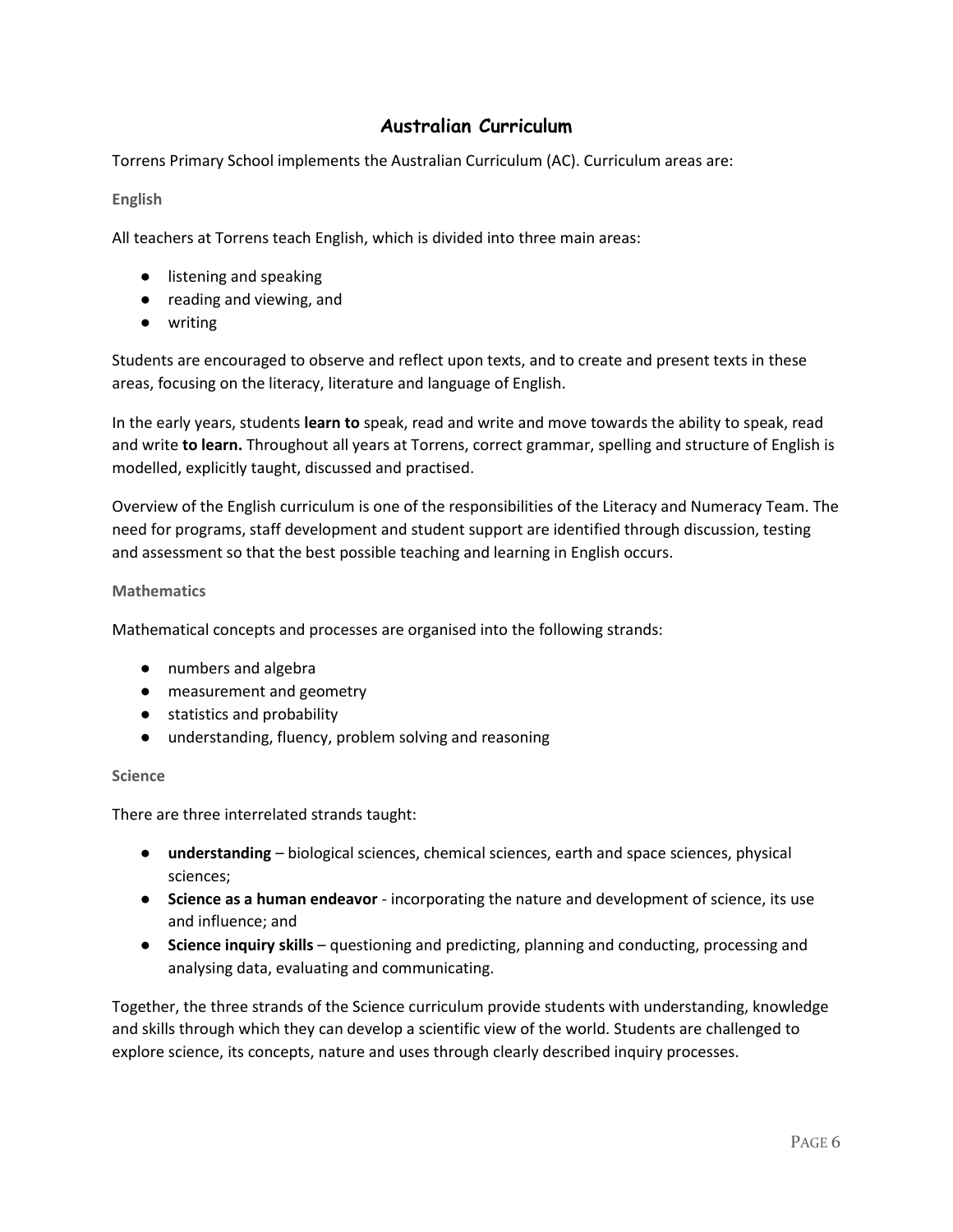# Australian Curriculum

Torrens Primary School implements the Australian Curriculum (AC). Curriculum areas are:

### English

All teachers at Torrens teach English, which is divided into three main areas:

- listening and speaking
- reading and viewing, and
- writing

Students are encouraged to observe and reflect upon texts, and to create and present texts in these areas, focusing on the literacy, literature and language of English.

In the early years, students **learn to** speak, read and write and move towards the ability to speak, read and write **to learn.** Throughout all years at Torrens, correct grammar, spelling and structure of English is modelled, explicitly taught, discussed and practised.

Overview of the English curriculum is one of the responsibilities of the Literacy and Numeracy Team. The need for programs, staff development and student support are identified through discussion, testing and assessment so that the best possible teaching and learning in English occurs.

### Mathematics

Mathematical concepts and processes are organised into the following strands:

- numbers and algebra
- measurement and geometry
- statistics and probability
- understanding, fluency, problem solving and reasoning

### Science

There are three interrelated strands taught:

- **understanding** – biological sciences, chemical sciences, earth and space sciences, physical sciences;
- **Science as a human endeavor** - incorporating the nature and development of science, its use and influence; and
- **Science inquiry skills** – questioning and predicting, planning and conducting, processing and analysing data, evaluating and communicating.

Together, the three strands of the Science curriculum provide students with understanding, knowledge and skills through which they can develop a scientific view of the world. Students are challenged to explore science, its concepts, nature and uses through clearly described inquiry processes.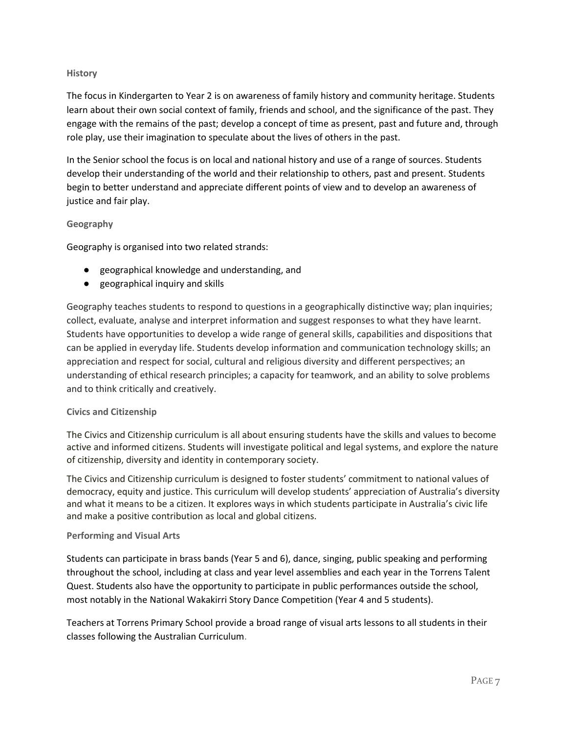### History

The focus in Kindergarten to Year 2 is on awareness of family history and community heritage. Students learn about their own social context of family, friends and school, and the significance of the past. They engage with the remains of the past; develop a concept of time as present, past and future and, through role play, use their imagination to speculate about the lives of others in the past.

In the Senior school the focus is on local and national history and use of a range of sources. Students develop their understanding of the world and their relationship to others, past and present. Students begin to better understand and appreciate different points of view and to develop an awareness of justice and fair play.

### Geography

Geography is organised into two related strands:

- geographical knowledge and understanding, and
- geographical inquiry and skills

Geography teaches students to respond to questions in a geographically distinctive way; plan inquiries; collect, evaluate, analyse and interpret information and suggest responses to what they have learnt. Students have opportunities to develop a wide range of general skills, capabilities and dispositions that can be applied in everyday life. Students develop information and communication technology skills; an appreciation and respect for social, cultural and religious diversity and different perspectives; an understanding of ethical research principles; a capacity for teamwork, and an ability to solve problems and to think critically and creatively.

### Civics and Citizenship

The Civics and Citizenship curriculum is all about ensuring students have the skills and values to become active and informed citizens. Students will investigate political and legal systems, and explore the nature of citizenship, diversity and identity in contemporary society.

The Civics and Citizenship curriculum is designed to foster students' commitment to national values of democracy, equity and justice. This curriculum will develop students' appreciation of Australia's diversity and what it means to be a citizen. It explores ways in which students participate in Australia's civic life and make a positive contribution as local and global citizens.

### Performing and Visual Arts

Students can participate in brass bands (Year 5 and 6), dance, singing, public speaking and performing throughout the school, including at class and year level assemblies and each year in the Torrens Talent Quest. Students also have the opportunity to participate in public performances outside the school, most notably in the National Wakakirri Story Dance Competition (Year 4 and 5 students).

Teachers at Torrens Primary School provide a broad range of visual arts lessons to all students in their classes following the Australian Curriculum.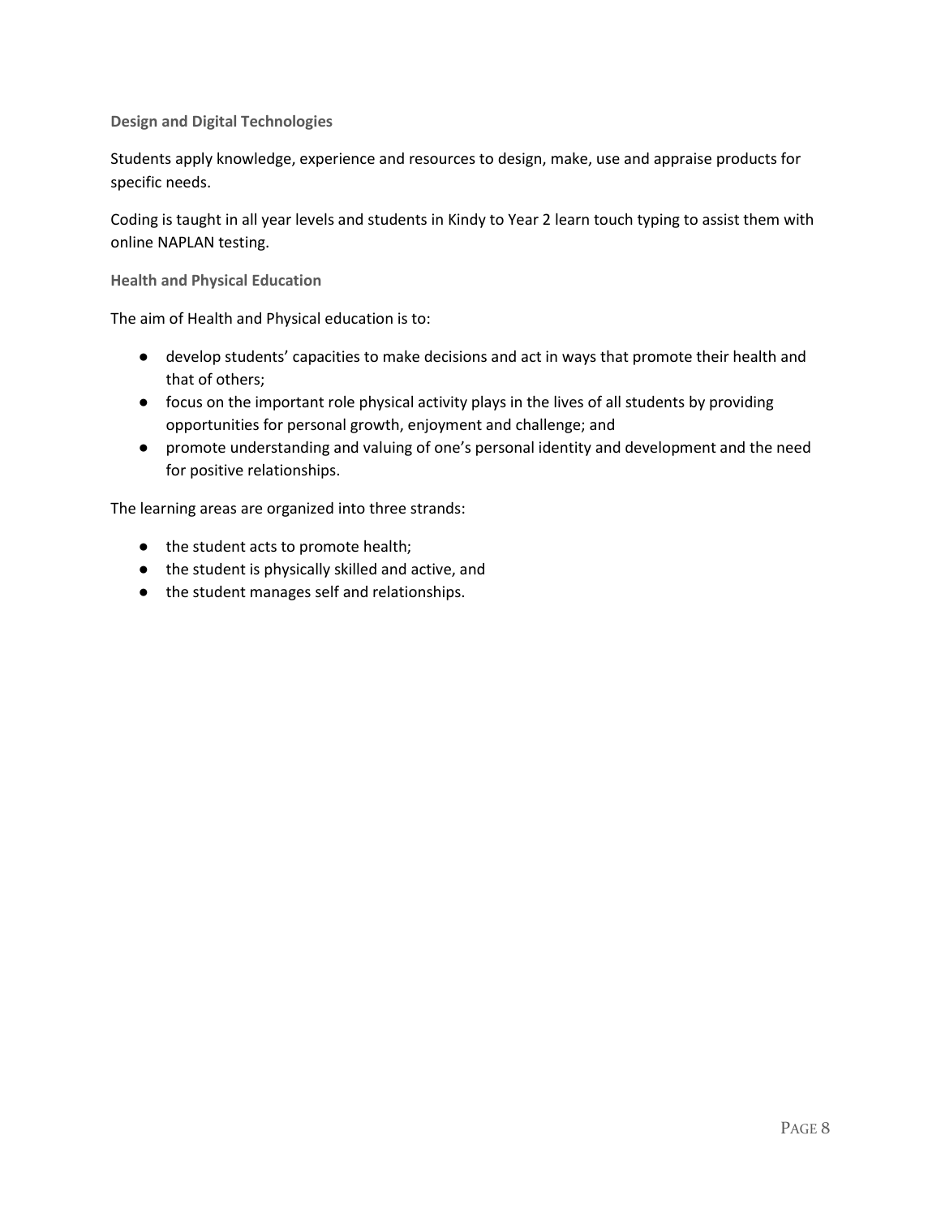### Design and Digital Technologies

Students apply knowledge, experience and resources to design, make, use and appraise products for specific needs.

Coding is taught in all year levels and students in Kindy to Year 2 learn touch typing to assist them with online NAPLAN testing.

### Health and Physical Education

The aim of Health and Physical education is to:

- develop students' capacities to make decisions and act in ways that promote their health and that of others;
- focus on the important role physical activity plays in the lives of all students by providing opportunities for personal growth, enjoyment and challenge; and
- promote understanding and valuing of one's personal identity and development and the need for positive relationships.

The learning areas are organized into three strands:

- the student acts to promote health;
- the student is physically skilled and active, and
- the student manages self and relationships.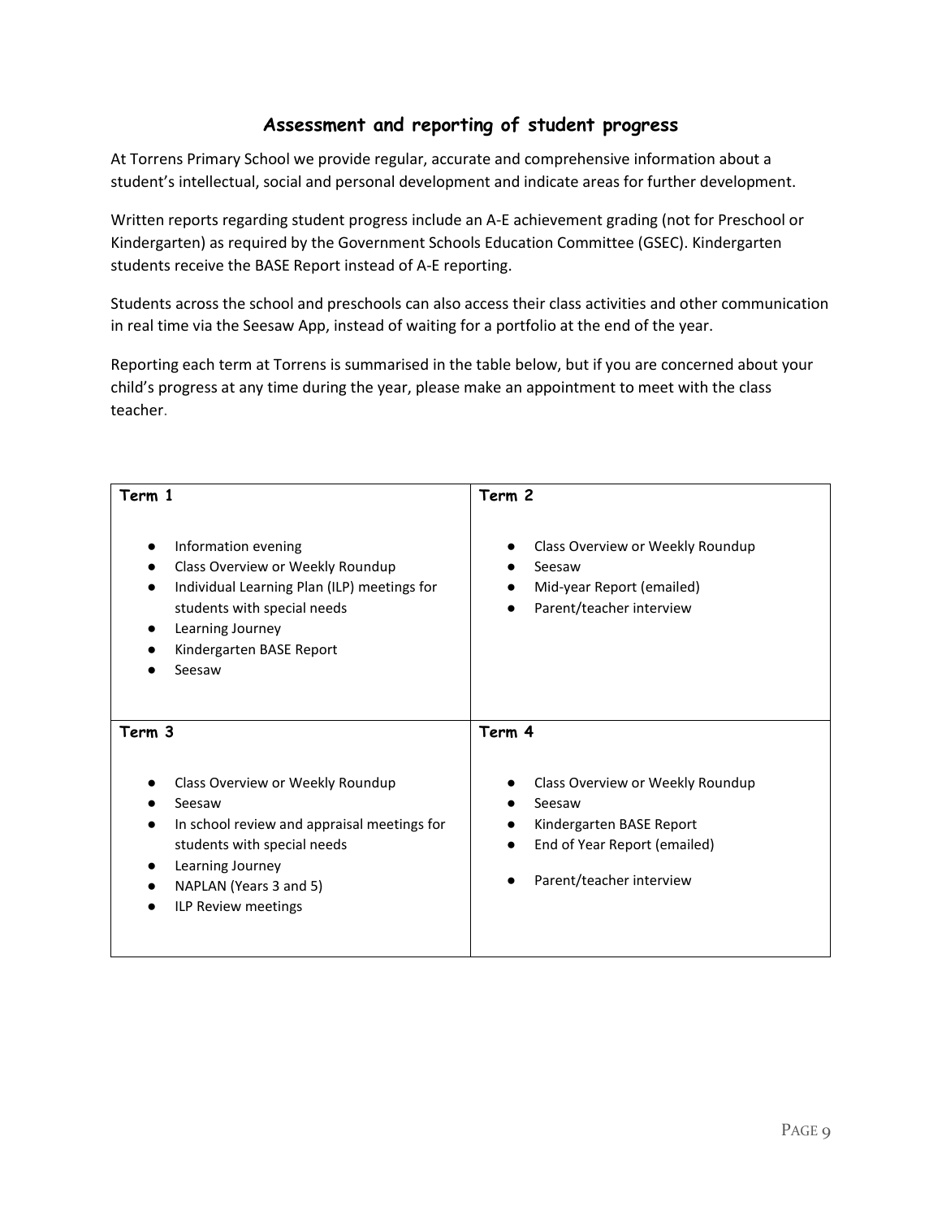## Assessment and reporting of student progress

At Torrens Primary School we provide regular, accurate and comprehensive information about a student's intellectual, social and personal development and indicate areas for further development.

Written reports regarding student progress include an A-E achievement grading (not for Preschool or Kindergarten) as required by the Government Schools Education Committee (GSEC). Kindergarten students receive the BASE Report instead of A-E reporting.

Students across the school and preschools can also access their class activities and other communication in real time via the Seesaw App, instead of waiting for a portfolio at the end of the year.

Reporting each term at Torrens is summarised in the table below, but if you are concerned about your child's progress at any time during the year, please make an appointment to meet with the class teacher.

| Term 1 | Term 2 |
|---|---|
| • Information evening<br>• Class Overview or Weekly Roundup<br>• Individual Learning Plan (ILP) meetings for students with special needs<br>• Learning Journey<br>• Kindergarten BASE Report<br>• Seesaw | • Class Overview or Weekly Roundup<br>• Seesaw<br>• Mid-year Report (emailed)<br>• Parent/teacher interview |
| **Term 3** | **Term 4** |
| • Class Overview or Weekly Roundup<br>• Seesaw<br>• In school review and appraisal meetings for students with special needs<br>• Learning Journey<br>• NAPLAN (Years 3 and 5)<br>• ILP Review meetings | • Class Overview or Weekly Roundup<br>• Seesaw<br>• Kindergarten BASE Report<br>• End of Year Report (emailed)<br>• Parent/teacher interview |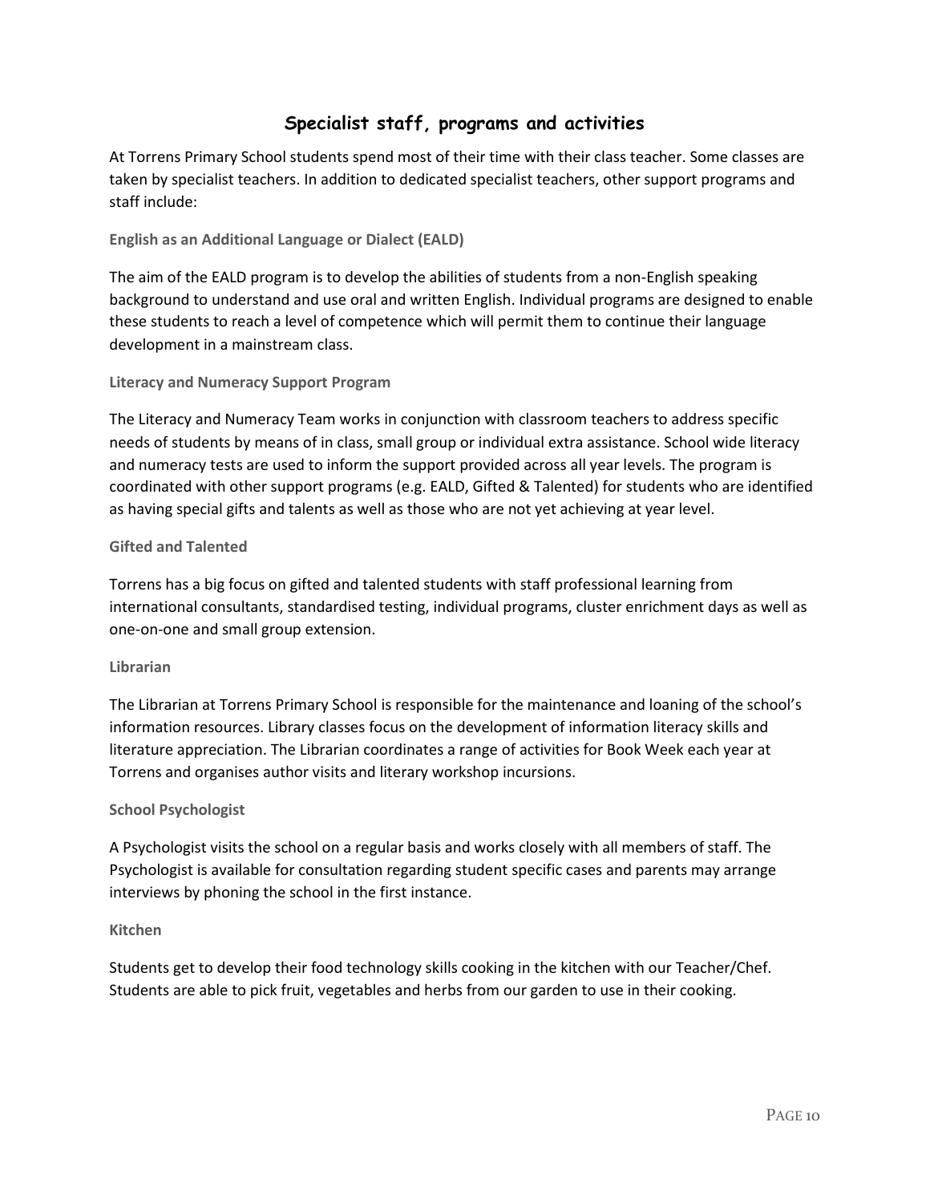## Specialist staff, programs and activities

At Torrens Primary School students spend most of their time with their class teacher. Some classes are taken by specialist teachers. In addition to dedicated specialist teachers, other support programs and staff include:

### English as an Additional Language or Dialect (EALD)

The aim of the EALD program is to develop the abilities of students from a non-English speaking background to understand and use oral and written English. Individual programs are designed to enable these students to reach a level of competence which will permit them to continue their language development in a mainstream class.

### Literacy and Numeracy Support Program

The Literacy and Numeracy Team works in conjunction with classroom teachers to address specific needs of students by means of in class, small group or individual extra assistance. School wide literacy and numeracy tests are used to inform the support provided across all year levels. The program is coordinated with other support programs (e.g. EALD, Gifted & Talented) for students who are identified as having special gifts and talents as well as those who are not yet achieving at year level.

### Gifted and Talented

Torrens has a big focus on gifted and talented students with staff professional learning from international consultants, standardised testing, individual programs, cluster enrichment days as well as one-on-one and small group extension.

### Librarian

The Librarian at Torrens Primary School is responsible for the maintenance and loaning of the school's information resources. Library classes focus on the development of information literacy skills and literature appreciation. The Librarian coordinates a range of activities for Book Week each year at Torrens and organises author visits and literary workshop incursions.

### School Psychologist

A Psychologist visits the school on a regular basis and works closely with all members of staff. The Psychologist is available for consultation regarding student specific cases and parents may arrange interviews by phoning the school in the first instance.

### Kitchen

Students get to develop their food technology skills cooking in the kitchen with our Teacher/Chef. Students are able to pick fruit, vegetables and herbs from our garden to use in their cooking.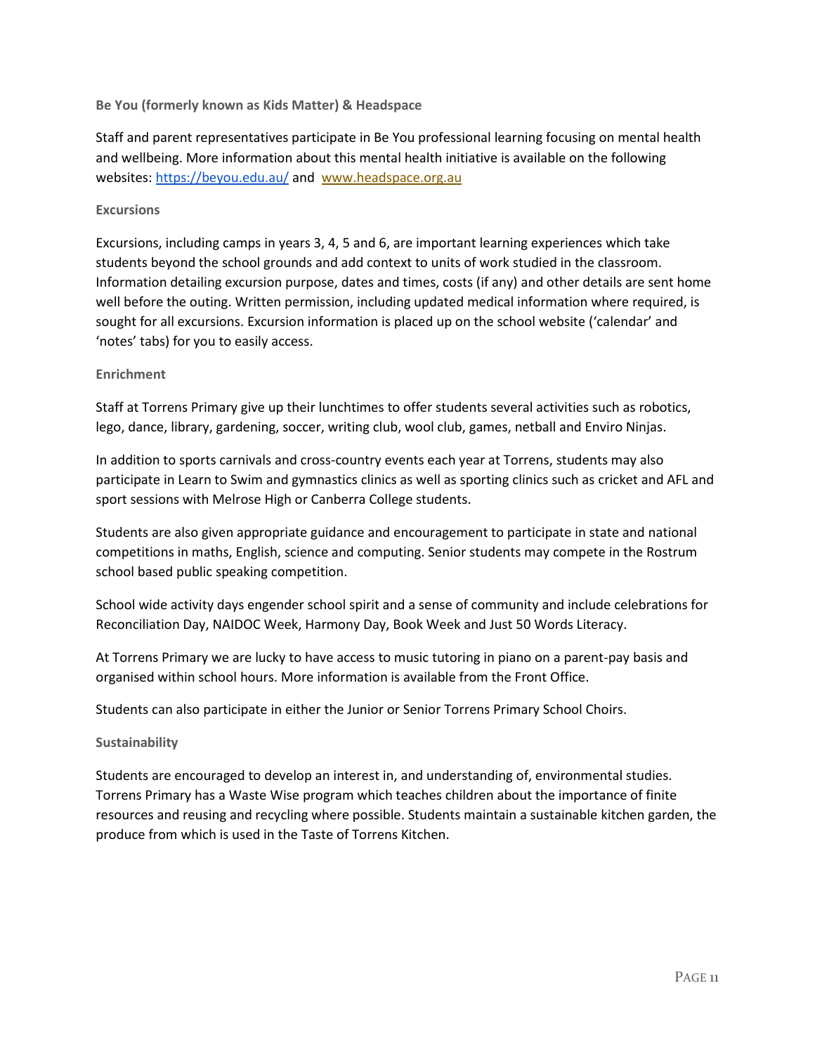### Be You (formerly known as Kids Matter) & Headspace

Staff and parent representatives participate in Be You professional learning focusing on mental health and wellbeing. More information about this mental health initiative is available on the following websites: [https://beyou.edu.au/](https://beyou.edu.au/) and [www.headspace.org.au](www.headspace.org.au)

### Excursions

Excursions, including camps in years 3, 4, 5 and 6, are important learning experiences which take students beyond the school grounds and add context to units of work studied in the classroom. Information detailing excursion purpose, dates and times, costs (if any) and other details are sent home well before the outing. Written permission, including updated medical information where required, is sought for all excursions. Excursion information is placed up on the school website ('calendar' and 'notes' tabs) for you to easily access.

### Enrichment

Staff at Torrens Primary give up their lunchtimes to offer students several activities such as robotics, lego, dance, library, gardening, soccer, writing club, wool club, games, netball and Enviro Ninjas.

In addition to sports carnivals and cross-country events each year at Torrens, students may also participate in Learn to Swim and gymnastics clinics as well as sporting clinics such as cricket and AFL and sport sessions with Melrose High or Canberra College students.

Students are also given appropriate guidance and encouragement to participate in state and national competitions in maths, English, science and computing. Senior students may compete in the Rostrum school based public speaking competition.

School wide activity days engender school spirit and a sense of community and include celebrations for Reconciliation Day, NAIDOC Week, Harmony Day, Book Week and Just 50 Words Literacy.

At Torrens Primary we are lucky to have access to music tutoring in piano on a parent-pay basis and organised within school hours. More information is available from the Front Office.

Students can also participate in either the Junior or Senior Torrens Primary School Choirs.

### Sustainability

Students are encouraged to develop an interest in, and understanding of, environmental studies. Torrens Primary has a Waste Wise program which teaches children about the importance of finite resources and reusing and recycling where possible. Students maintain a sustainable kitchen garden, the produce from which is used in the Taste of Torrens Kitchen.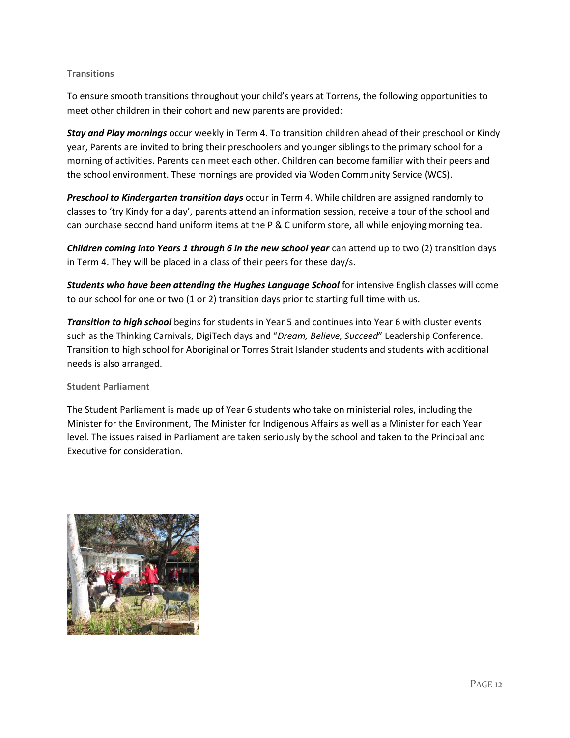### Transitions

To ensure smooth transitions throughout your child's years at Torrens, the following opportunities to meet other children in their cohort and new parents are provided:

***Stay and Play mornings*** occur weekly in Term 4. To transition children ahead of their preschool or Kindy year, Parents are invited to bring their preschoolers and younger siblings to the primary school for a morning of activities. Parents can meet each other. Children can become familiar with their peers and the school environment. These mornings are provided via Woden Community Service (WCS).

***Preschool to Kindergarten transition days*** occur in Term 4. While children are assigned randomly to classes to 'try Kindy for a day', parents attend an information session, receive a tour of the school and can purchase second hand uniform items at the P & C uniform store, all while enjoying morning tea.

***Children coming into Years 1 through 6 in the new school year*** can attend up to two (2) transition days in Term 4. They will be placed in a class of their peers for these day/s.

***Students who have been attending the Hughes Language School*** for intensive English classes will come to our school for one or two (1 or 2) transition days prior to starting full time with us.

***Transition to high school*** begins for students in Year 5 and continues into Year 6 with cluster events such as the Thinking Carnivals, DigiTech days and "*Dream, Believe, Succeed*" Leadership Conference. Transition to high school for Aboriginal or Torres Strait Islander students and students with additional needs is also arranged.

### Student Parliament

The Student Parliament is made up of Year 6 students who take on ministerial roles, including the Minister for the Environment, The Minister for Indigenous Affairs as well as a Minister for each Year level. The issues raised in Parliament are taken seriously by the school and taken to the Principal and Executive for consideration.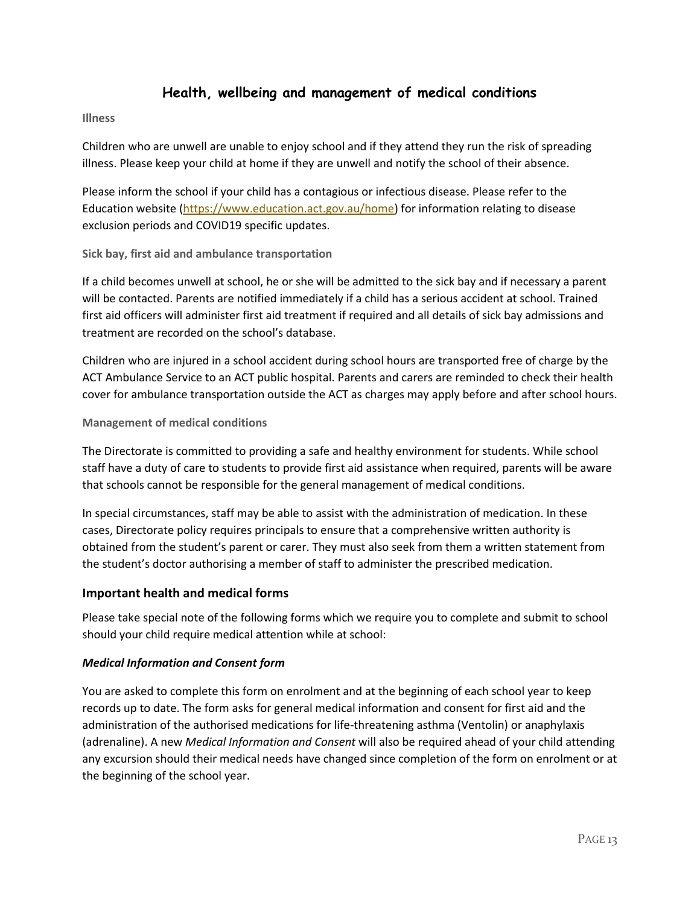# Health, wellbeing and management of medical conditions

### Illness

Children who are unwell are unable to enjoy school and if they attend they run the risk of spreading illness. Please keep your child at home if they are unwell and notify the school of their absence.

Please inform the school if your child has a contagious or infectious disease. Please refer to the Education website (https://www.education.act.gov.au/home) for information relating to disease exclusion periods and COVID19 specific updates.

### Sick bay, first aid and ambulance transportation

If a child becomes unwell at school, he or she will be admitted to the sick bay and if necessary a parent will be contacted. Parents are notified immediately if a child has a serious accident at school. Trained first aid officers will administer first aid treatment if required and all details of sick bay admissions and treatment are recorded on the school's database.

Children who are injured in a school accident during school hours are transported free of charge by the ACT Ambulance Service to an ACT public hospital. Parents and carers are reminded to check their health cover for ambulance transportation outside the ACT as charges may apply before and after school hours.

### Management of medical conditions

The Directorate is committed to providing a safe and healthy environment for students. While school staff have a duty of care to students to provide first aid assistance when required, parents will be aware that schools cannot be responsible for the general management of medical conditions.

In special circumstances, staff may be able to assist with the administration of medication. In these cases, Directorate policy requires principals to ensure that a comprehensive written authority is obtained from the student's parent or carer. They must also seek from them a written statement from the student's doctor authorising a member of staff to administer the prescribed medication.

## Important health and medical forms

Please take special note of the following forms which we require you to complete and submit to school should your child require medical attention while at school:

#### *Medical Information and Consent form*

You are asked to complete this form on enrolment and at the beginning of each school year to keep records up to date. The form asks for general medical information and consent for first aid and the administration of the authorised medications for life-threatening asthma (Ventolin) or anaphylaxis (adrenaline). A new *Medical Information and Consent* will also be required ahead of your child attending any excursion should their medical needs have changed since completion of the form on enrolment or at the beginning of the school year.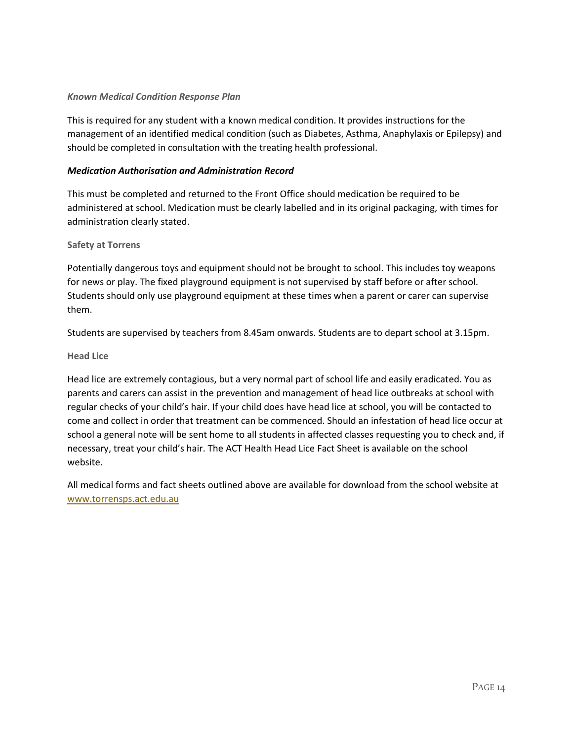#### *Known Medical Condition Response Plan*

This is required for any student with a known medical condition. It provides instructions for the management of an identified medical condition (such as Diabetes, Asthma, Anaphylaxis or Epilepsy) and should be completed in consultation with the treating health professional.

#### ***Medication Authorisation and Administration Record***

This must be completed and returned to the Front Office should medication be required to be administered at school. Medication must be clearly labelled and in its original packaging, with times for administration clearly stated.

### Safety at Torrens

Potentially dangerous toys and equipment should not be brought to school. This includes toy weapons for news or play. The fixed playground equipment is not supervised by staff before or after school. Students should only use playground equipment at these times when a parent or carer can supervise them.

Students are supervised by teachers from 8.45am onwards. Students are to depart school at 3.15pm.

### Head Lice

Head lice are extremely contagious, but a very normal part of school life and easily eradicated. You as parents and carers can assist in the prevention and management of head lice outbreaks at school with regular checks of your child's hair. If your child does have head lice at school, you will be contacted to come and collect in order that treatment can be commenced. Should an infestation of head lice occur at school a general note will be sent home to all students in affected classes requesting you to check and, if necessary, treat your child's hair. The ACT Health Head Lice Fact Sheet is available on the school website.

All medical forms and fact sheets outlined above are available for download from the school website at [www.torrensps.act.edu.au](www.torrensps.act.edu.au)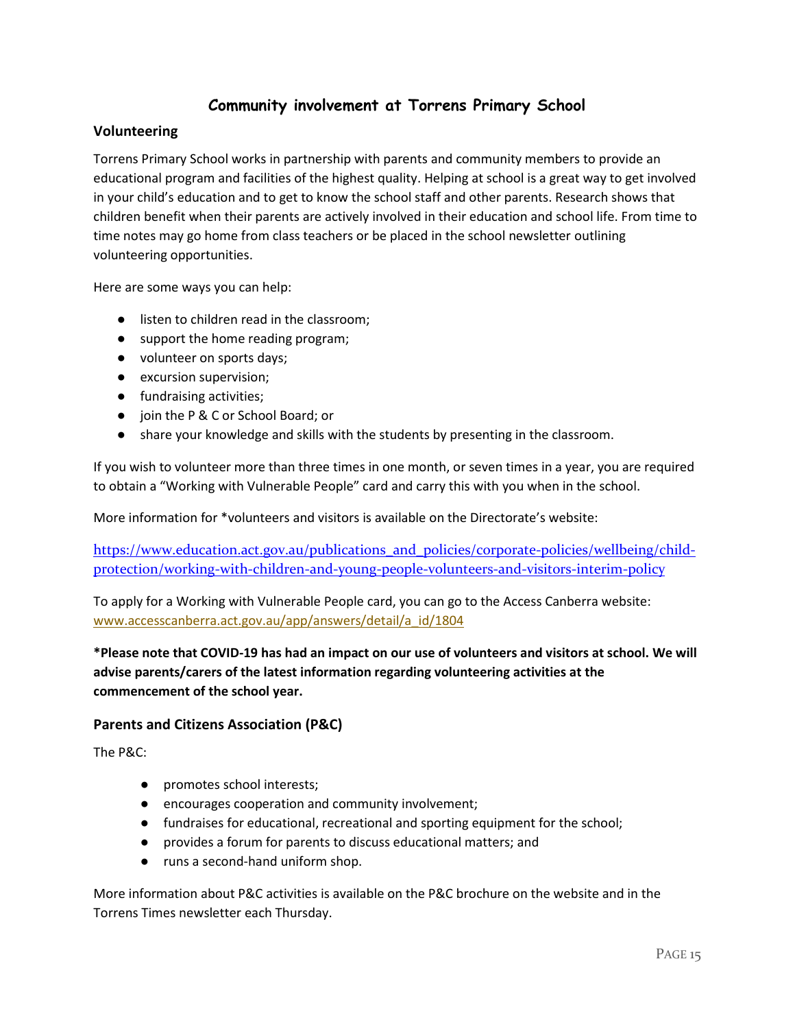# Community involvement at Torrens Primary School

## Volunteering

Torrens Primary School works in partnership with parents and community members to provide an educational program and facilities of the highest quality. Helping at school is a great way to get involved in your child's education and to get to know the school staff and other parents. Research shows that children benefit when their parents are actively involved in their education and school life. From time to time notes may go home from class teachers or be placed in the school newsletter outlining volunteering opportunities.

Here are some ways you can help:

- listen to children read in the classroom;
- support the home reading program;
- volunteer on sports days;
- excursion supervision;
- fundraising activities;
- join the P & C or School Board; or
- share your knowledge and skills with the students by presenting in the classroom.

If you wish to volunteer more than three times in one month, or seven times in a year, you are required to obtain a "Working with Vulnerable People" card and carry this with you when in the school.

More information for *volunteers and visitors is available on the Directorate's website:

https://www.education.act.gov.au/publications_and_policies/corporate-policies/wellbeing/child-protection/working-with-children-and-young-people-volunteers-and-visitors-interim-policy

To apply for a Working with Vulnerable People card, you can go to the Access Canberra website: www.accesscanberra.act.gov.au/app/answers/detail/a_id/1804

**\*Please note that COVID-19 has had an impact on our use of volunteers and visitors at school. We will advise parents/carers of the latest information regarding volunteering activities at the commencement of the school year.**

## Parents and Citizens Association (P&C)

The P&C:

- promotes school interests;
- encourages cooperation and community involvement;
- fundraises for educational, recreational and sporting equipment for the school;
- provides a forum for parents to discuss educational matters; and
- runs a second-hand uniform shop.

More information about P&C activities is available on the P&C brochure on the website and in the Torrens Times newsletter each Thursday.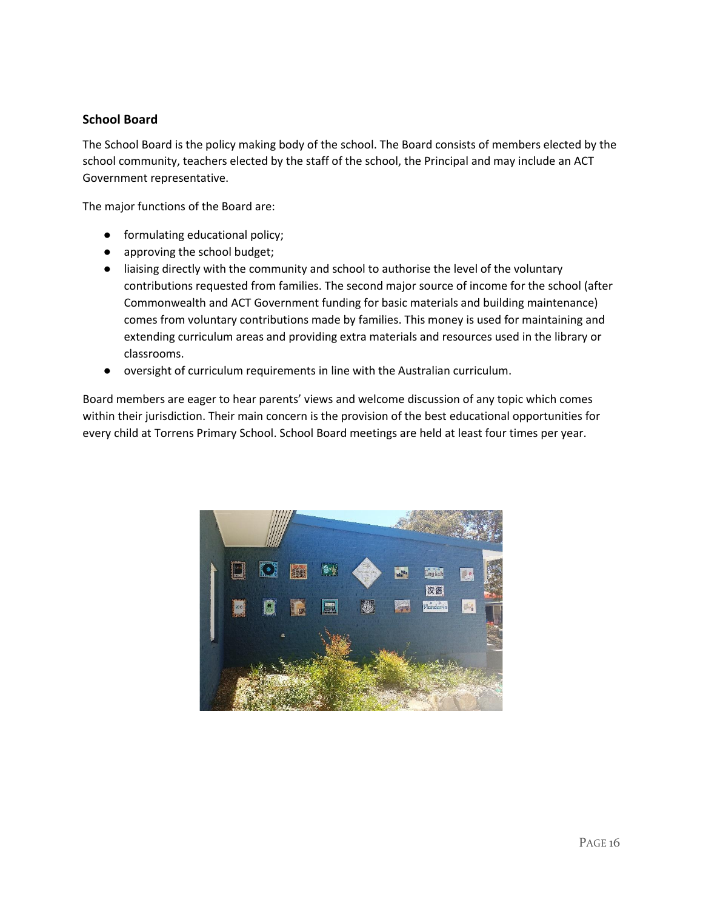## School Board

The School Board is the policy making body of the school. The Board consists of members elected by the school community, teachers elected by the staff of the school, the Principal and may include an ACT Government representative.

The major functions of the Board are:

- formulating educational policy;
- approving the school budget;
- liaising directly with the community and school to authorise the level of the voluntary contributions requested from families. The second major source of income for the school (after Commonwealth and ACT Government funding for basic materials and building maintenance) comes from voluntary contributions made by families. This money is used for maintaining and extending curriculum areas and providing extra materials and resources used in the library or classrooms.
- oversight of curriculum requirements in line with the Australian curriculum.

Board members are eager to hear parents' views and welcome discussion of any topic which comes within their jurisdiction. Their main concern is the provision of the best educational opportunities for every child at Torrens Primary School. School Board meetings are held at least four times per year.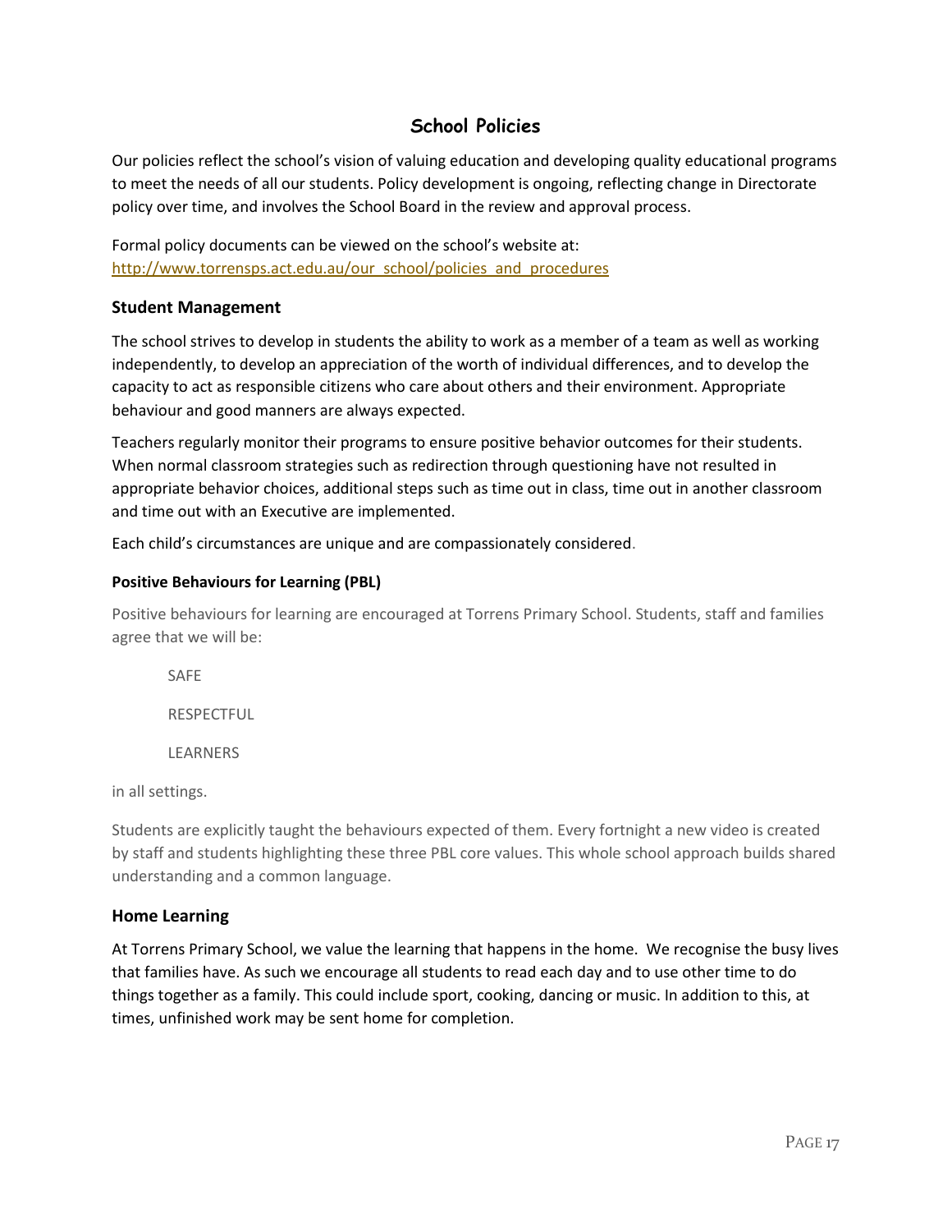# School Policies

Our policies reflect the school's vision of valuing education and developing quality educational programs to meet the needs of all our students. Policy development is ongoing, reflecting change in Directorate policy over time, and involves the School Board in the review and approval process.

Formal policy documents can be viewed on the school's website at: [http://www.torrensps.act.edu.au/our_school/policies_and_procedures](http://www.torrensps.act.edu.au/our_school/policies_and_procedures)

## Student Management

The school strives to develop in students the ability to work as a member of a team as well as working independently, to develop an appreciation of the worth of individual differences, and to develop the capacity to act as responsible citizens who care about others and their environment. Appropriate behaviour and good manners are always expected.

Teachers regularly monitor their programs to ensure positive behavior outcomes for their students. When normal classroom strategies such as redirection through questioning have not resulted in appropriate behavior choices, additional steps such as time out in class, time out in another classroom and time out with an Executive are implemented.

Each child's circumstances are unique and are compassionately considered.

### Positive Behaviours for Learning (PBL)

Positive behaviours for learning are encouraged at Torrens Primary School. Students, staff and families agree that we will be:

SAFE

RESPECTFUL

LEARNERS

in all settings.

Students are explicitly taught the behaviours expected of them. Every fortnight a new video is created by staff and students highlighting these three PBL core values. This whole school approach builds shared understanding and a common language.

## Home Learning

At Torrens Primary School, we value the learning that happens in the home. We recognise the busy lives that families have. As such we encourage all students to read each day and to use other time to do things together as a family. This could include sport, cooking, dancing or music. In addition to this, at times, unfinished work may be sent home for completion.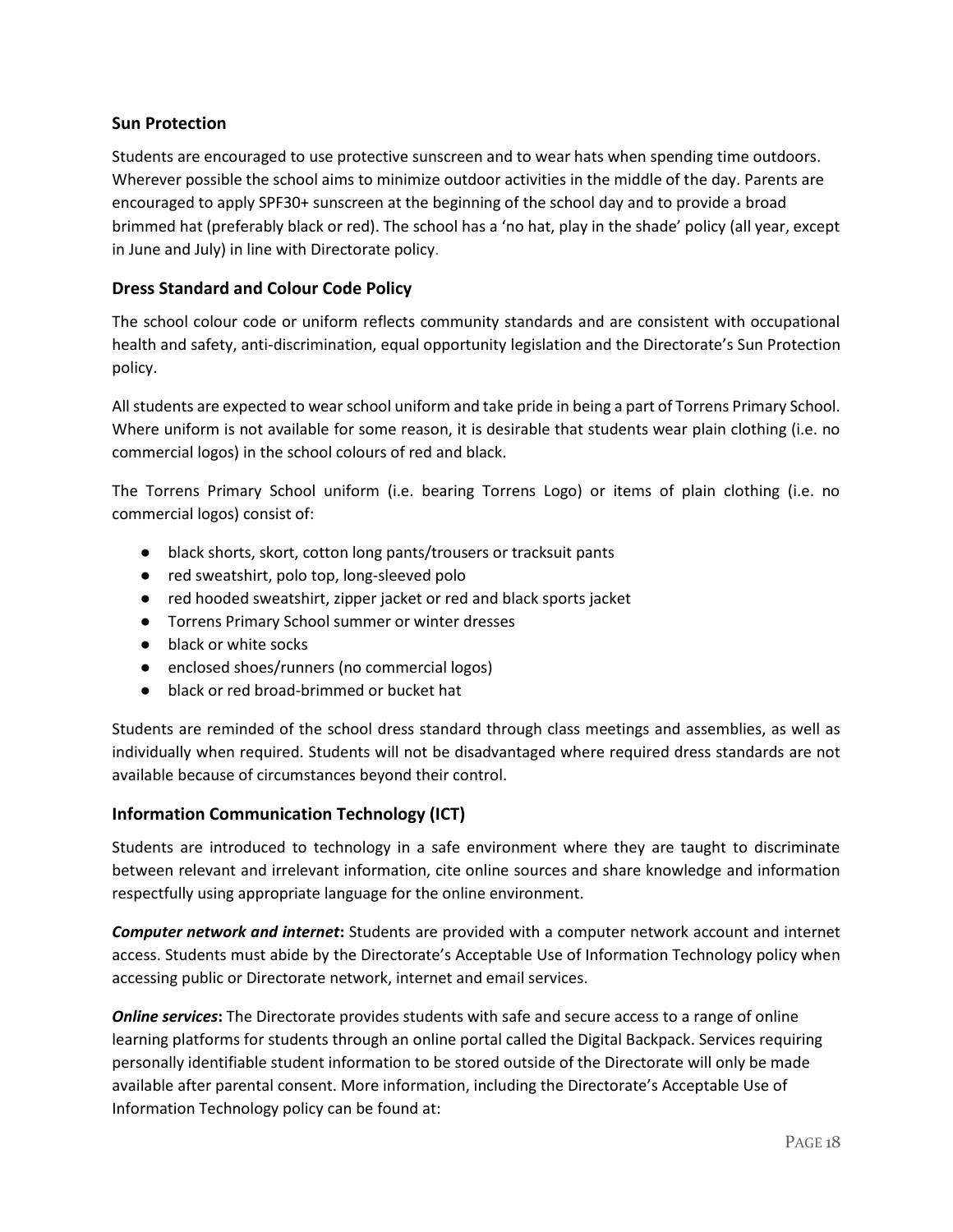## Sun Protection

Students are encouraged to use protective sunscreen and to wear hats when spending time outdoors. Wherever possible the school aims to minimize outdoor activities in the middle of the day. Parents are encouraged to apply SPF30+ sunscreen at the beginning of the school day and to provide a broad brimmed hat (preferably black or red). The school has a 'no hat, play in the shade' policy (all year, except in June and July) in line with Directorate policy.

## Dress Standard and Colour Code Policy

The school colour code or uniform reflects community standards and are consistent with occupational health and safety, anti-discrimination, equal opportunity legislation and the Directorate's Sun Protection policy.

All students are expected to wear school uniform and take pride in being a part of Torrens Primary School. Where uniform is not available for some reason, it is desirable that students wear plain clothing (i.e. no commercial logos) in the school colours of red and black.

The Torrens Primary School uniform (i.e. bearing Torrens Logo) or items of plain clothing (i.e. no commercial logos) consist of:

- black shorts, skort, cotton long pants/trousers or tracksuit pants
- red sweatshirt, polo top, long-sleeved polo
- red hooded sweatshirt, zipper jacket or red and black sports jacket
- Torrens Primary School summer or winter dresses
- black or white socks
- enclosed shoes/runners (no commercial logos)
- black or red broad-brimmed or bucket hat

Students are reminded of the school dress standard through class meetings and assemblies, as well as individually when required. Students will not be disadvantaged where required dress standards are not available because of circumstances beyond their control.

## Information Communication Technology (ICT)

Students are introduced to technology in a safe environment where they are taught to discriminate between relevant and irrelevant information, cite online sources and share knowledge and information respectfully using appropriate language for the online environment.

***Computer network and internet*:** Students are provided with a computer network account and internet access. Students must abide by the Directorate's Acceptable Use of Information Technology policy when accessing public or Directorate network, internet and email services.

***Online services*:** The Directorate provides students with safe and secure access to a range of online learning platforms for students through an online portal called the Digital Backpack. Services requiring personally identifiable student information to be stored outside of the Directorate will only be made available after parental consent. More information, including the Directorate's Acceptable Use of Information Technology policy can be found at: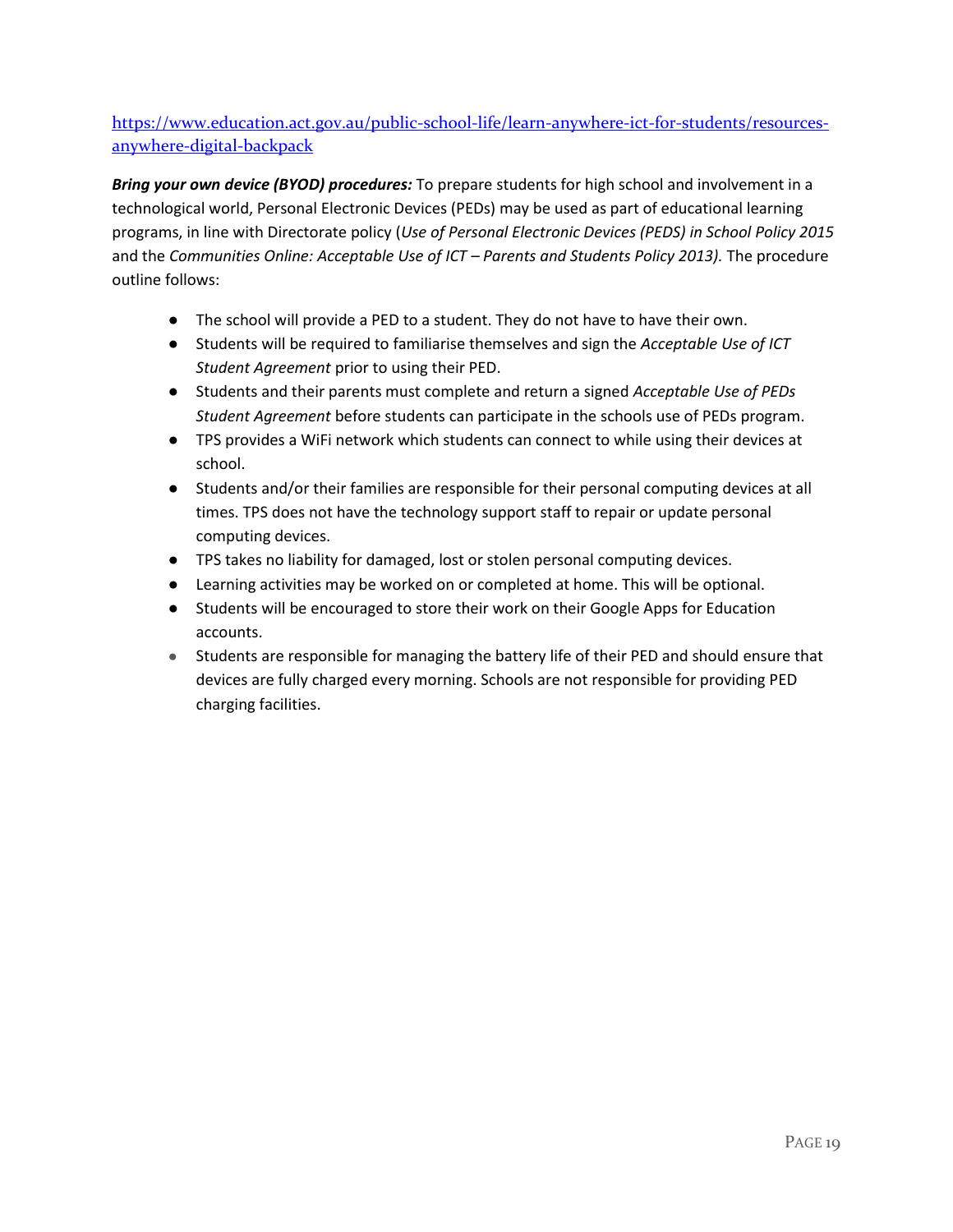[https://www.education.act.gov.au/public-school-life/learn-anywhere-ict-for-students/resources-anywhere-digital-backpack](https://www.education.act.gov.au/public-school-life/learn-anywhere-ict-for-students/resources-anywhere-digital-backpack)

***Bring your own device (BYOD) procedures:*** To prepare students for high school and involvement in a technological world, Personal Electronic Devices (PEDs) may be used as part of educational learning programs, in line with Directorate policy (*Use of Personal Electronic Devices (PEDS) in School Policy 2015* and the *Communities Online: Acceptable Use of ICT – Parents and Students Policy 2013).* The procedure outline follows:

- The school will provide a PED to a student. They do not have to have their own.
- Students will be required to familiarise themselves and sign the *Acceptable Use of ICT Student Agreement* prior to using their PED.
- Students and their parents must complete and return a signed *Acceptable Use of PEDs Student Agreement* before students can participate in the schools use of PEDs program.
- TPS provides a WiFi network which students can connect to while using their devices at school.
- Students and/or their families are responsible for their personal computing devices at all times. TPS does not have the technology support staff to repair or update personal computing devices.
- TPS takes no liability for damaged, lost or stolen personal computing devices.
- Learning activities may be worked on or completed at home. This will be optional.
- Students will be encouraged to store their work on their Google Apps for Education accounts.
- Students are responsible for managing the battery life of their PED and should ensure that devices are fully charged every morning. Schools are not responsible for providing PED charging facilities.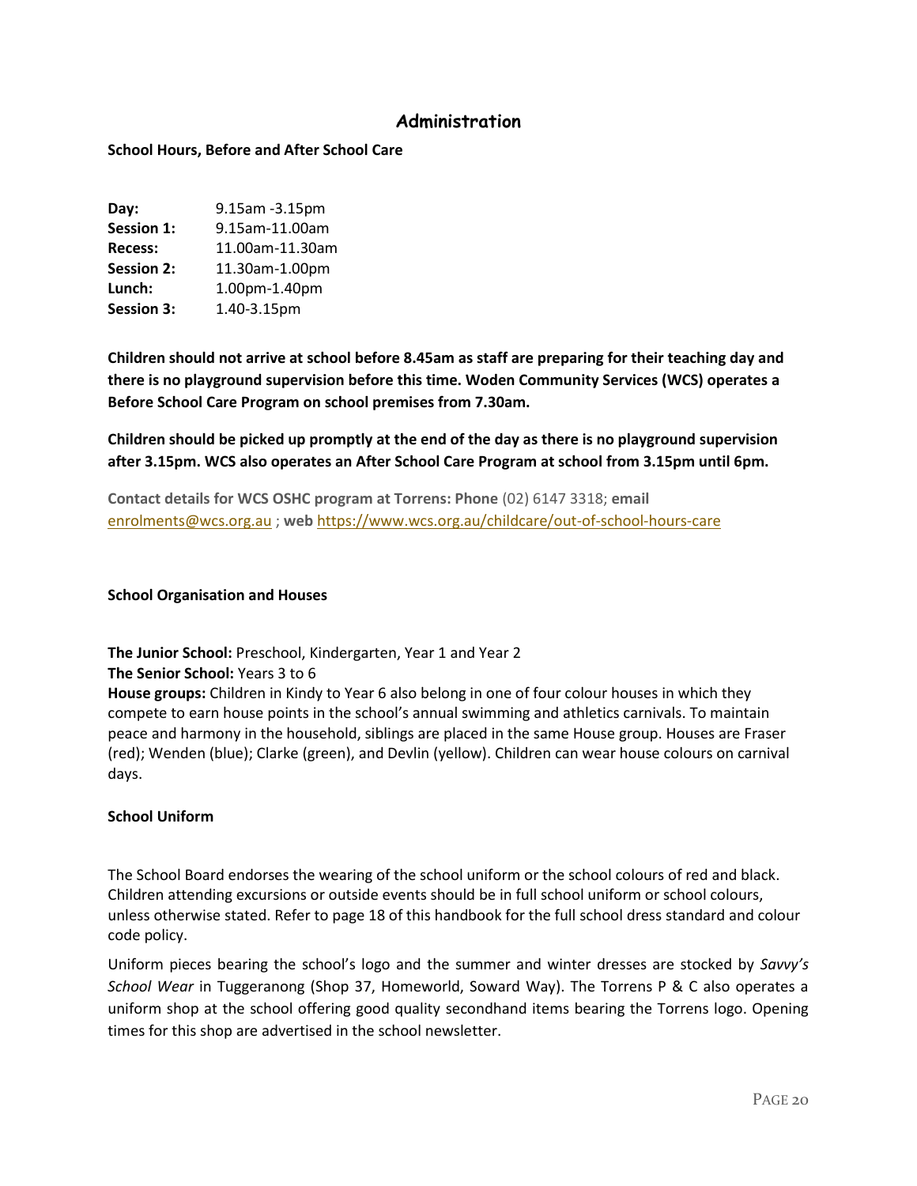## Administration

**School Hours, Before and After School Care**

| | |
|---|---|
| **Day:** | 9.15am -3.15pm |
| **Session 1:** | 9.15am-11.00am |
| **Recess:** | 11.00am-11.30am |
| **Session 2:** | 11.30am-1.00pm |
| **Lunch:** | 1.00pm-1.40pm |
| **Session 3:** | 1.40-3.15pm |

**Children should not arrive at school before 8.45am as staff are preparing for their teaching day and there is no playground supervision before this time. Woden Community Services (WCS) operates a Before School Care Program on school premises from 7.30am.**

**Children should be picked up promptly at the end of the day as there is no playground supervision after 3.15pm. WCS also operates an After School Care Program at school from 3.15pm until 6pm.**

**Contact details for WCS OSHC program at Torrens: Phone** (02) 6147 3318; **email** enrolments@wcs.org.au ; **web** https://www.wcs.org.au/childcare/out-of-school-hours-care

**School Organisation and Houses**

**The Junior School:** Preschool, Kindergarten, Year 1 and Year 2
**The Senior School:** Years 3 to 6
**House groups:** Children in Kindy to Year 6 also belong in one of four colour houses in which they compete to earn house points in the school's annual swimming and athletics carnivals. To maintain peace and harmony in the household, siblings are placed in the same House group. Houses are Fraser (red); Wenden (blue); Clarke (green), and Devlin (yellow). Children can wear house colours on carnival days.

**School Uniform**

The School Board endorses the wearing of the school uniform or the school colours of red and black. Children attending excursions or outside events should be in full school uniform or school colours, unless otherwise stated. Refer to page 18 of this handbook for the full school dress standard and colour code policy.

Uniform pieces bearing the school's logo and the summer and winter dresses are stocked by *Savvy's School Wear* in Tuggeranong (Shop 37, Homeworld, Soward Way). The Torrens P & C also operates a uniform shop at the school offering good quality secondhand items bearing the Torrens logo. Opening times for this shop are advertised in the school newsletter.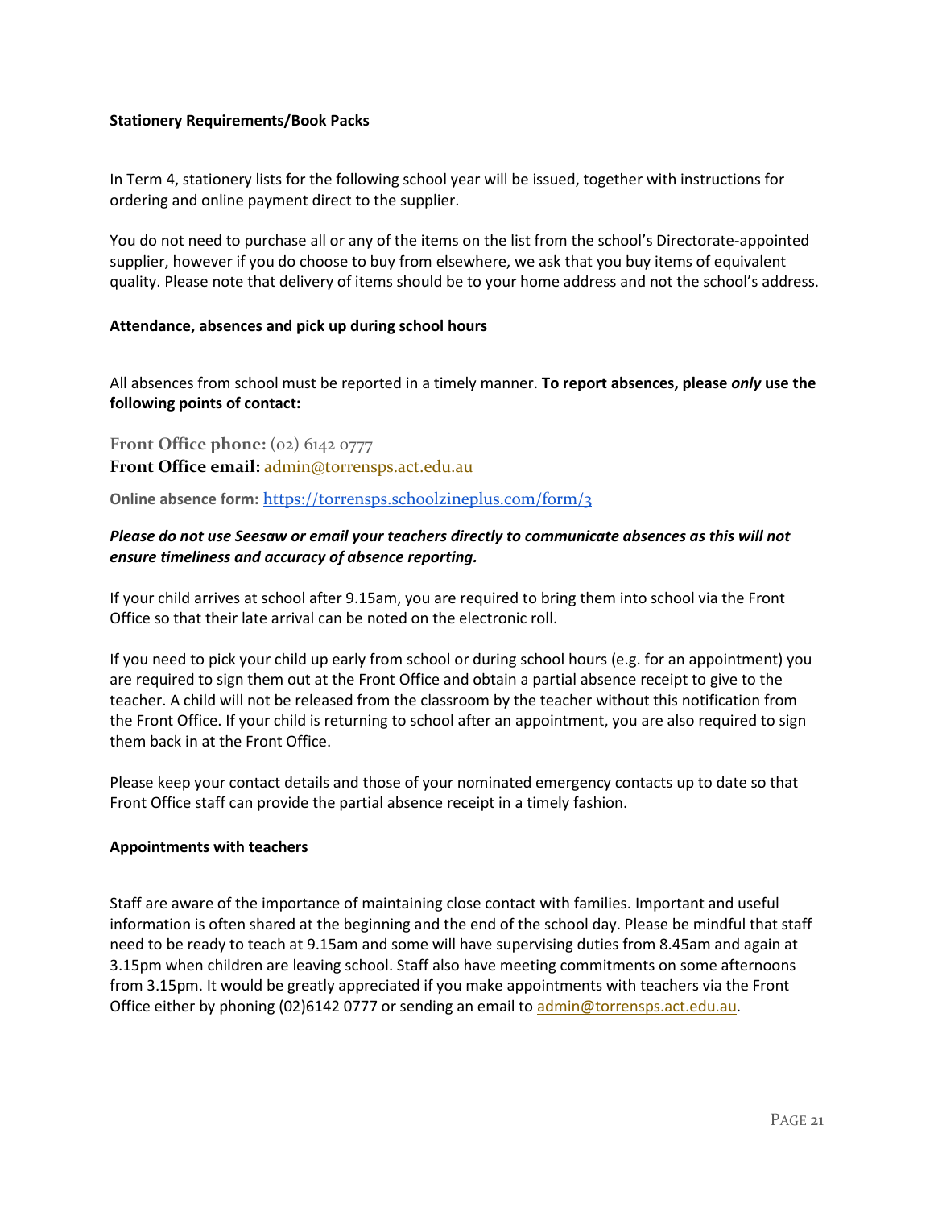**Stationery Requirements/Book Packs**

In Term 4, stationery lists for the following school year will be issued, together with instructions for ordering and online payment direct to the supplier.

You do not need to purchase all or any of the items on the list from the school's Directorate-appointed supplier, however if you do choose to buy from elsewhere, we ask that you buy items of equivalent quality. Please note that delivery of items should be to your home address and not the school's address.

**Attendance, absences and pick up during school hours**

All absences from school must be reported in a timely manner. **To report absences, please *only* use the following points of contact:**

**Front Office phone:** (02) 6142 0777
**Front Office email:** admin@torrensps.act.edu.au

**Online absence form:** https://torrensps.schoolzineplus.com/form/3

***Please do not use Seesaw or email your teachers directly to communicate absences as this will not ensure timeliness and accuracy of absence reporting.***

If your child arrives at school after 9.15am, you are required to bring them into school via the Front Office so that their late arrival can be noted on the electronic roll.

If you need to pick your child up early from school or during school hours (e.g. for an appointment) you are required to sign them out at the Front Office and obtain a partial absence receipt to give to the teacher. A child will not be released from the classroom by the teacher without this notification from the Front Office. If your child is returning to school after an appointment, you are also required to sign them back in at the Front Office.

Please keep your contact details and those of your nominated emergency contacts up to date so that Front Office staff can provide the partial absence receipt in a timely fashion.

**Appointments with teachers**

Staff are aware of the importance of maintaining close contact with families. Important and useful information is often shared at the beginning and the end of the school day. Please be mindful that staff need to be ready to teach at 9.15am and some will have supervising duties from 8.45am and again at 3.15pm when children are leaving school. Staff also have meeting commitments on some afternoons from 3.15pm. It would be greatly appreciated if you make appointments with teachers via the Front Office either by phoning (02)6142 0777 or sending an email to admin@torrensps.act.edu.au.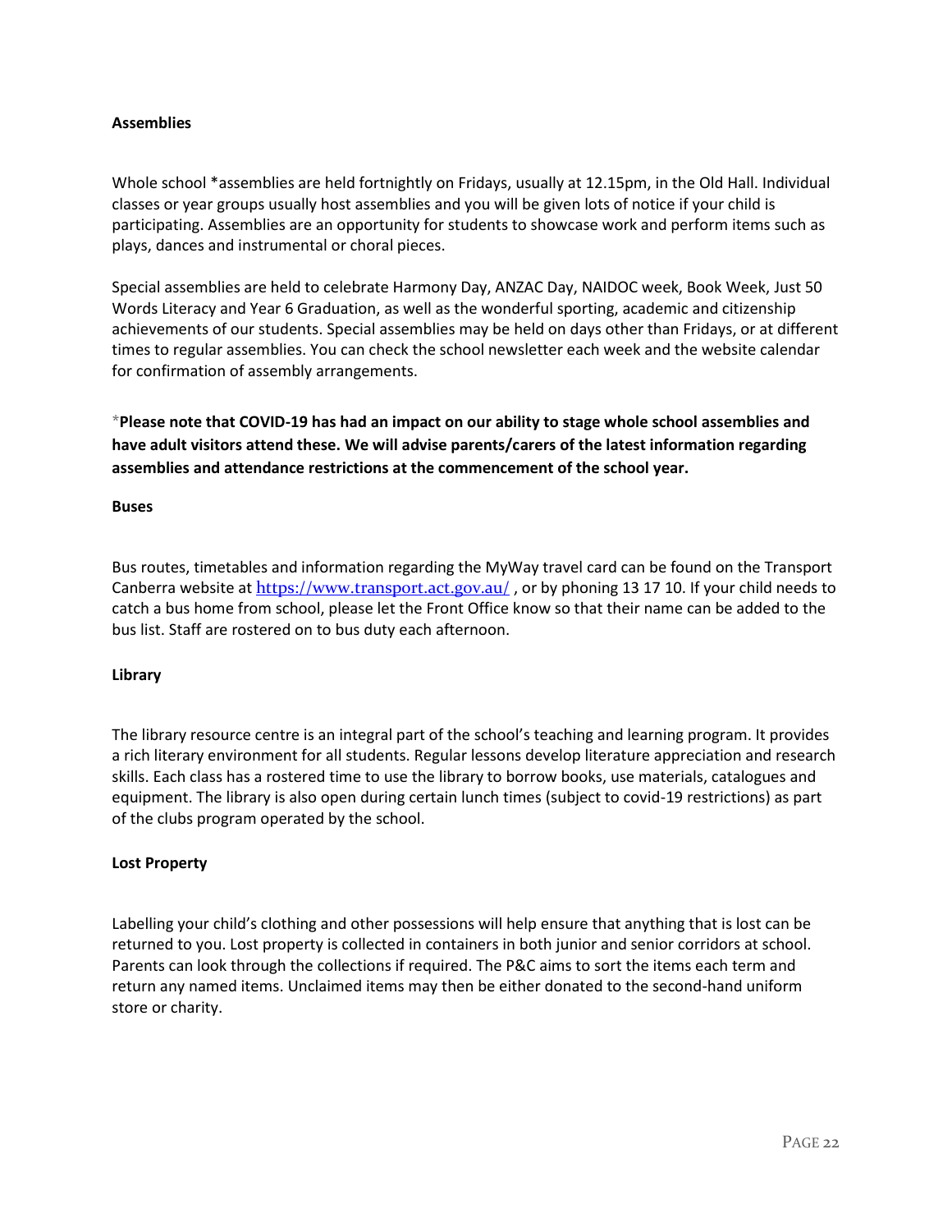**Assemblies**

Whole school *assemblies are held fortnightly on Fridays, usually at 12.15pm, in the Old Hall. Individual classes or year groups usually host assemblies and you will be given lots of notice if your child is participating. Assemblies are an opportunity for students to showcase work and perform items such as plays, dances and instrumental or choral pieces.

Special assemblies are held to celebrate Harmony Day, ANZAC Day, NAIDOC week, Book Week, Just 50 Words Literacy and Year 6 Graduation, as well as the wonderful sporting, academic and citizenship achievements of our students. Special assemblies may be held on days other than Fridays, or at different times to regular assemblies. You can check the school newsletter each week and the website calendar for confirmation of assembly arrangements.

***Please note that COVID-19 has had an impact on our ability to stage whole school assemblies and have adult visitors attend these. We will advise parents/carers of the latest information regarding assemblies and attendance restrictions at the commencement of the school year.**

**Buses**

Bus routes, timetables and information regarding the MyWay travel card can be found on the Transport Canberra website at https://www.transport.act.gov.au/ , or by phoning 13 17 10. If your child needs to catch a bus home from school, please let the Front Office know so that their name can be added to the bus list. Staff are rostered on to bus duty each afternoon.

**Library**

The library resource centre is an integral part of the school's teaching and learning program. It provides a rich literary environment for all students. Regular lessons develop literature appreciation and research skills. Each class has a rostered time to use the library to borrow books, use materials, catalogues and equipment. The library is also open during certain lunch times (subject to covid-19 restrictions) as part of the clubs program operated by the school.

**Lost Property**

Labelling your child's clothing and other possessions will help ensure that anything that is lost can be returned to you. Lost property is collected in containers in both junior and senior corridors at school. Parents can look through the collections if required. The P&C aims to sort the items each term and return any named items. Unclaimed items may then be either donated to the second-hand uniform store or charity.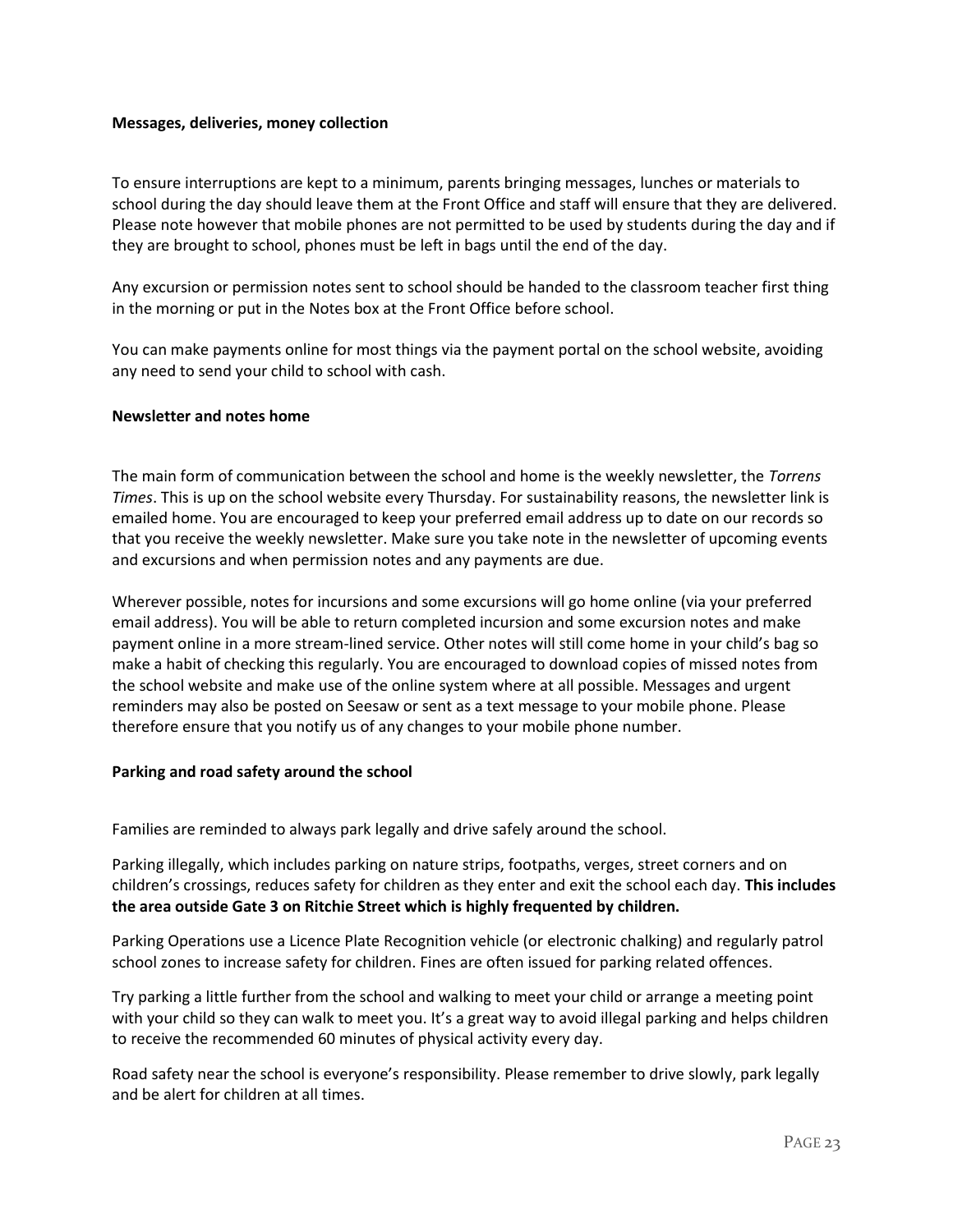### Messages, deliveries, money collection

To ensure interruptions are kept to a minimum, parents bringing messages, lunches or materials to school during the day should leave them at the Front Office and staff will ensure that they are delivered. Please note however that mobile phones are not permitted to be used by students during the day and if they are brought to school, phones must be left in bags until the end of the day.

Any excursion or permission notes sent to school should be handed to the classroom teacher first thing in the morning or put in the Notes box at the Front Office before school.

You can make payments online for most things via the payment portal on the school website, avoiding any need to send your child to school with cash.

### Newsletter and notes home

The main form of communication between the school and home is the weekly newsletter, the *Torrens Times*. This is up on the school website every Thursday. For sustainability reasons, the newsletter link is emailed home. You are encouraged to keep your preferred email address up to date on our records so that you receive the weekly newsletter. Make sure you take note in the newsletter of upcoming events and excursions and when permission notes and any payments are due.

Wherever possible, notes for incursions and some excursions will go home online (via your preferred email address). You will be able to return completed incursion and some excursion notes and make payment online in a more stream-lined service. Other notes will still come home in your child's bag so make a habit of checking this regularly. You are encouraged to download copies of missed notes from the school website and make use of the online system where at all possible. Messages and urgent reminders may also be posted on Seesaw or sent as a text message to your mobile phone. Please therefore ensure that you notify us of any changes to your mobile phone number.

### Parking and road safety around the school

Families are reminded to always park legally and drive safely around the school.

Parking illegally, which includes parking on nature strips, footpaths, verges, street corners and on children's crossings, reduces safety for children as they enter and exit the school each day. **This includes the area outside Gate 3 on Ritchie Street which is highly frequented by children.**

Parking Operations use a Licence Plate Recognition vehicle (or electronic chalking) and regularly patrol school zones to increase safety for children. Fines are often issued for parking related offences.

Try parking a little further from the school and walking to meet your child or arrange a meeting point with your child so they can walk to meet you. It's a great way to avoid illegal parking and helps children to receive the recommended 60 minutes of physical activity every day.

Road safety near the school is everyone's responsibility. Please remember to drive slowly, park legally and be alert for children at all times.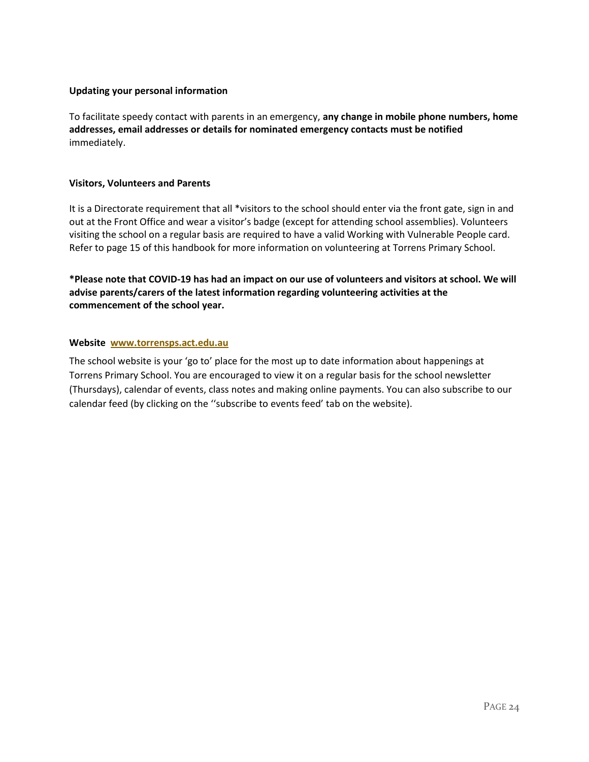**Updating your personal information**

To facilitate speedy contact with parents in an emergency, **any change in mobile phone numbers, home addresses, email addresses or details for nominated emergency contacts must be notified** immediately.

**Visitors, Volunteers and Parents**

It is a Directorate requirement that all *visitors to the school should enter via the front gate, sign in and out at the Front Office and wear a visitor's badge (except for attending school assemblies). Volunteers visiting the school on a regular basis are required to have a valid Working with Vulnerable People card. Refer to page 15 of this handbook for more information on volunteering at Torrens Primary School.

***Please note that COVID-19 has had an impact on our use of volunteers and visitors at school. We will advise parents/carers of the latest information regarding volunteering activities at the commencement of the school year.**

**Website** [**www.torrensps.act.edu.au**](http://www.torrensps.act.edu.au)

The school website is your 'go to' place for the most up to date information about happenings at Torrens Primary School. You are encouraged to view it on a regular basis for the school newsletter (Thursdays), calendar of events, class notes and making online payments. You can also subscribe to our calendar feed (by clicking on the ''subscribe to events feed' tab on the website).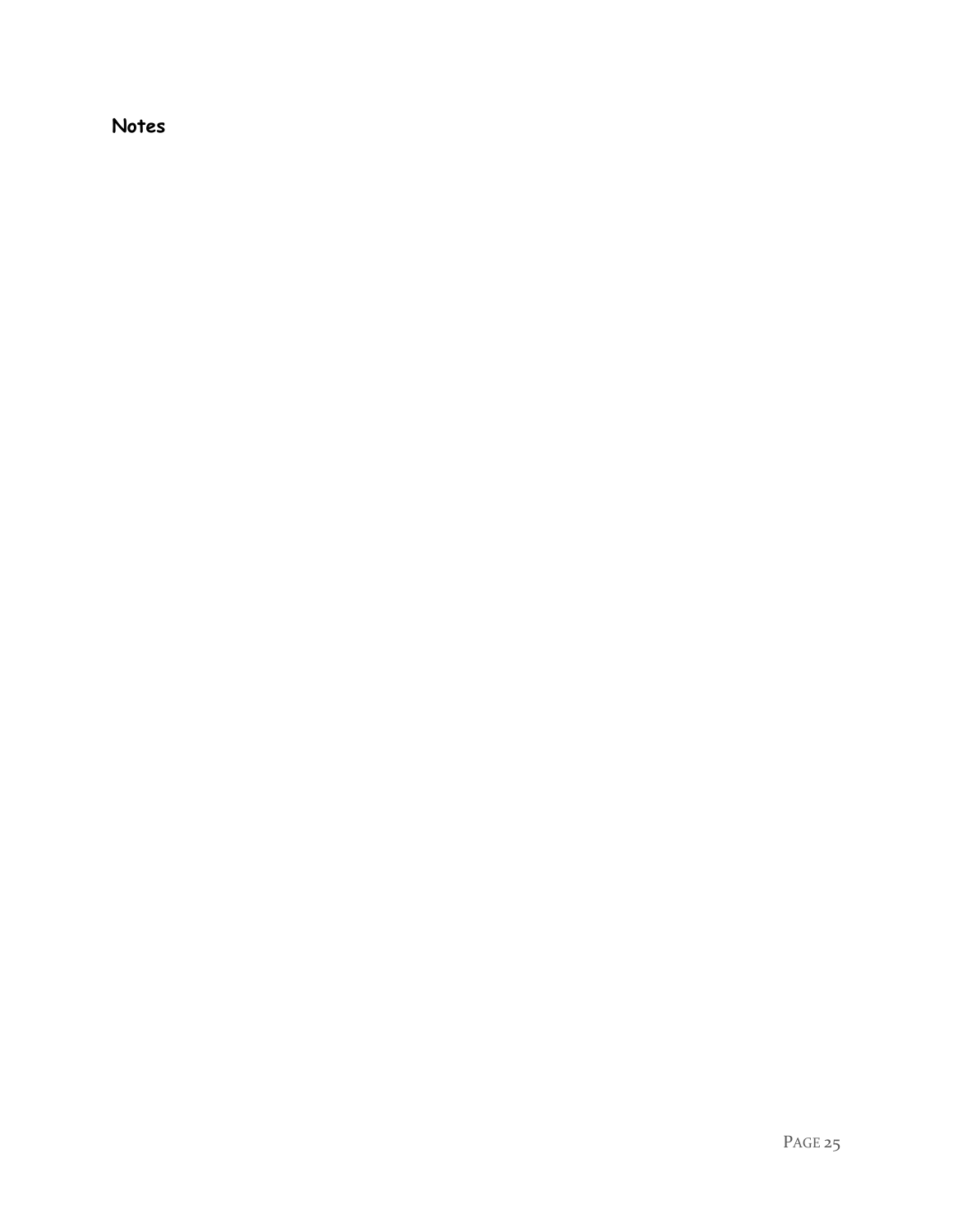**Notes**